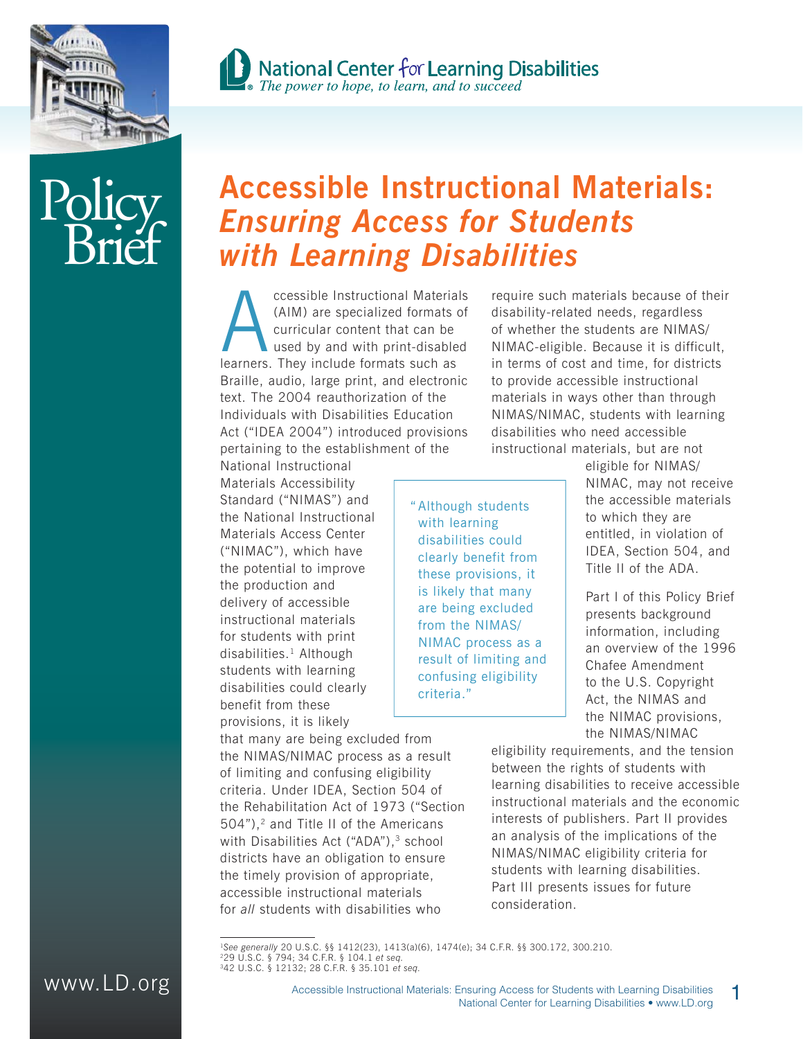National Center for Learning Disabilities
*The power to hope, to learn, and to succeed*

Policy Brief

# Accessible Instructional Materials: *Ensuring Access for Students with Learning Disabilities*

Accessible Instructional Materials (AIM) are specialized formats of curricular content that can be used by and with print-disabled learners. They include formats such as Braille, audio, large print, and electronic text. The 2004 reauthorization of the Individuals with Disabilities Education Act ("IDEA 2004") introduced provisions pertaining to the establishment of the National Instructional Materials Accessibility Standard ("NIMAS") and the National Instructional Materials Access Center ("NIMAC"), which have the potential to improve the production and delivery of accessible instructional materials for students with print disabilities.[1] Although students with learning disabilities could clearly benefit from these provisions, it is likely that many are being excluded from the NIMAS/NIMAC process as a result of limiting and confusing eligibility criteria. Under IDEA, Section 504 of the Rehabilitation Act of 1973 ("Section 504"),[2] and Title II of the Americans with Disabilities Act ("ADA"),[3] school districts have an obligation to ensure the timely provision of appropriate, accessible instructional materials for *all* students with disabilities who require such materials because of their disability-related needs, regardless of whether the students are NIMAS/NIMAC-eligible. Because it is difficult, in terms of cost and time, for districts to provide accessible instructional materials in ways other than through NIMAS/NIMAC, students with learning disabilities who need accessible instructional materials, but are not eligible for NIMAS/NIMAC, may not receive the accessible materials to which they are entitled, in violation of IDEA, Section 504, and Title II of the ADA.

> "Although students with learning disabilities could clearly benefit from these provisions, it is likely that many are being excluded from the NIMAS/NIMAC process as a result of limiting and confusing eligibility criteria."

Part I of this Policy Brief presents background information, including an overview of the 1996 Chafee Amendment to the U.S. Copyright Act, the NIMAS and the NIMAC provisions, the NIMAS/NIMAC eligibility requirements, and the tension between the rights of students with learning disabilities to receive accessible instructional materials and the economic interests of publishers. Part II provides an analysis of the implications of the NIMAS/NIMAC eligibility criteria for students with learning disabilities. Part III presents issues for future consideration.

---

[1] *See generally* 20 U.S.C. §§ 1412(23), 1413(a)(6), 1474(e); 34 C.F.R. §§ 300.172, 300.210.
[2] 29 U.S.C. § 794; 34 C.F.R. § 104.1 *et seq.*
[3] 42 U.S.C. § 12132; 28 C.F.R. § 35.101 *et seq.*

www.LD.org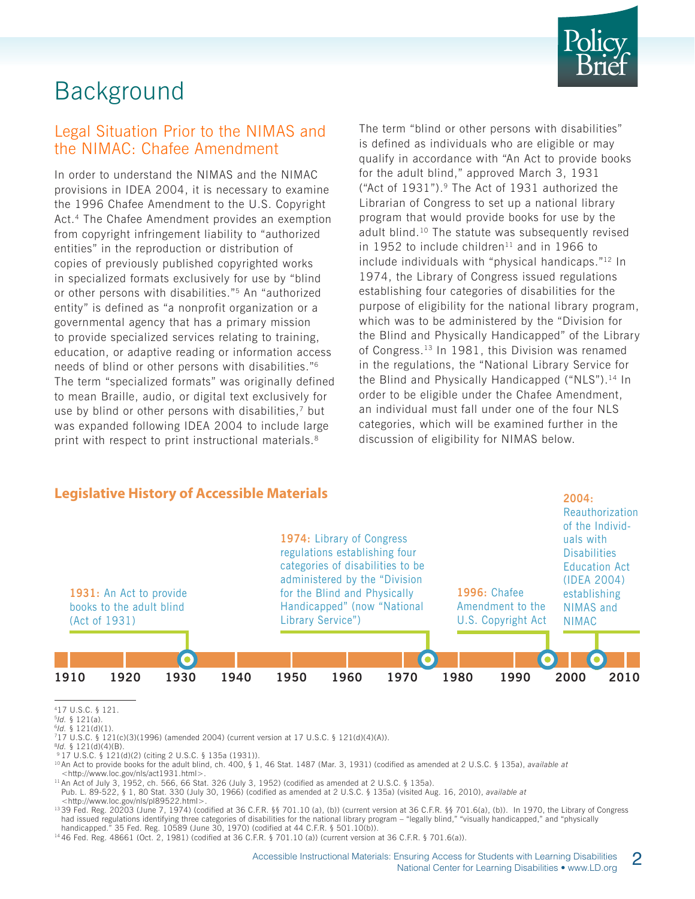# Background

## Legal Situation Prior to the NIMAS and the NIMAC: Chafee Amendment

In order to understand the NIMAS and the NIMAC provisions in IDEA 2004, it is necessary to examine the 1996 Chafee Amendment to the U.S. Copyright Act.[4] The Chafee Amendment provides an exemption from copyright infringement liability to "authorized entities" in the reproduction or distribution of copies of previously published copyrighted works in specialized formats exclusively for use by "blind or other persons with disabilities."[5] An "authorized entity" is defined as "a nonprofit organization or a governmental agency that has a primary mission to provide specialized services relating to training, education, or adaptive reading or information access needs of blind or other persons with disabilities."[6] The term "specialized formats" was originally defined to mean Braille, audio, or digital text exclusively for use by blind or other persons with disabilities,[7] but was expanded following IDEA 2004 to include large print with respect to print instructional materials.[8]

The term "blind or other persons with disabilities" is defined as individuals who are eligible or may qualify in accordance with "An Act to provide books for the adult blind," approved March 3, 1931 ("Act of 1931").[9] The Act of 1931 authorized the Librarian of Congress to set up a national library program that would provide books for use by the adult blind.[10] The statute was subsequently revised in 1952 to include children[11] and in 1966 to include individuals with "physical handicaps."[12] In 1974, the Library of Congress issued regulations establishing four categories of disabilities for the purpose of eligibility for the national library program, which was to be administered by the "Division for the Blind and Physically Handicapped" of the Library of Congress.[13] In 1981, this Division was renamed in the regulations, the "National Library Service for the Blind and Physically Handicapped ("NLS").[14] In order to be eligible under the Chafee Amendment, an individual must fall under one of the four NLS categories, which will be examined further in the discussion of eligibility for NIMAS below.

### Legislative History of Accessible Materials

- **1931:** An Act to provide books to the adult blind (Act of 1931)
- **1974:** Library of Congress regulations establishing four categories of disabilities to be administered by the "Division for the Blind and Physically Handicapped" (now "National Library Service")
- **1996:** Chafee Amendment to the U.S. Copyright Act
- **2004:** Reauthorization of the Individuals with Disabilities Education Act (IDEA 2004) establishing NIMAS and NIMAC

1910 1920 1930 1940 1950 1960 1970 1980 1990 2000 2010

---

[4] 17 U.S.C. § 121.
[5] *Id.* § 121(a).
[6] *Id.* § 121(d)(1).
[7] 17 U.S.C. § 121(c)(3)(1996) (amended 2004) (current version at 17 U.S.C. § 121(d)(4)(A)).
[8] *Id.* § 121(d)(4)(B).
[9] 17 U.S.C. § 121(d)(2) (citing 2 U.S.C. § 135a (1931)).
[10] An Act to provide books for the adult blind, ch. 400, § 1, 46 Stat. 1487 (Mar. 3, 1931) (codified as amended at 2 U.S.C. § 135a), *available at* <http://www.loc.gov/nls/act1931.html>.
[11] An Act of July 3, 1952, ch. 566, 66 Stat. 326 (July 3, 1952) (codified as amended at 2 U.S.C. § 135a).
Pub. L. 89-522, § 1, 80 Stat. 330 (July 30, 1966) (codified as amended at 2 U.S.C. § 135a) (visited Aug. 16, 2010), *available at* <http://www.loc.gov/nls/pl89522.html>.
[13] 39 Fed. Reg. 20203 (June 7, 1974) (codified at 36 C.F.R. §§ 701.10 (a), (b)) (current version at 36 C.F.R. §§ 701.6(a), (b)). In 1970, the Library of Congress had issued regulations identifying three categories of disabilities for the national library program – "legally blind," "visually handicapped," and "physically handicapped." 35 Fed. Reg. 10589 (June 30, 1970) (codified at 44 C.F.R. § 501.10(b)).
[14] 46 Fed. Reg. 48661 (Oct. 2, 1981) (codified at 36 C.F.R. § 701.10 (a)) (current version at 36 C.F.R. § 701.6(a)).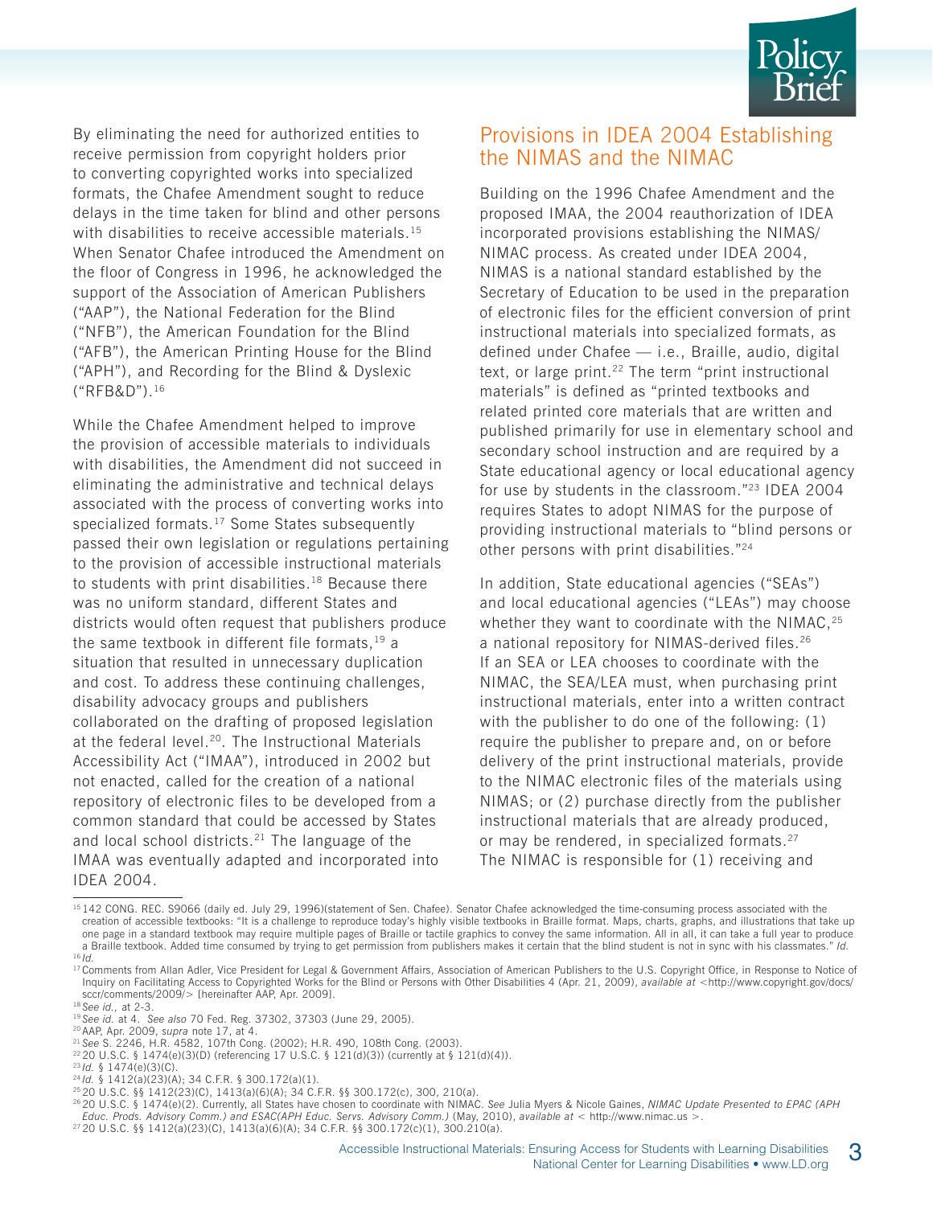By eliminating the need for authorized entities to receive permission from copyright holders prior to converting copyrighted works into specialized formats, the Chafee Amendment sought to reduce delays in the time taken for blind and other persons with disabilities to receive accessible materials.[15] When Senator Chafee introduced the Amendment on the floor of Congress in 1996, he acknowledged the support of the Association of American Publishers ("AAP"), the National Federation for the Blind ("NFB"), the American Foundation for the Blind ("AFB"), the American Printing House for the Blind ("APH"), and Recording for the Blind & Dyslexic ("RFB&D").[16]

While the Chafee Amendment helped to improve the provision of accessible materials to individuals with disabilities, the Amendment did not succeed in eliminating the administrative and technical delays associated with the process of converting works into specialized formats.[17] Some States subsequently passed their own legislation or regulations pertaining to the provision of accessible instructional materials to students with print disabilities.[18] Because there was no uniform standard, different States and districts would often request that publishers produce the same textbook in different file formats,[19] a situation that resulted in unnecessary duplication and cost. To address these continuing challenges, disability advocacy groups and publishers collaborated on the drafting of proposed legislation at the federal level.[20]. The Instructional Materials Accessibility Act ("IMAA"), introduced in 2002 but not enacted, called for the creation of a national repository of electronic files to be developed from a common standard that could be accessed by States and local school districts.[21] The language of the IMAA was eventually adapted and incorporated into IDEA 2004.

## Provisions in IDEA 2004 Establishing the NIMAS and the NIMAC

Building on the 1996 Chafee Amendment and the proposed IMAA, the 2004 reauthorization of IDEA incorporated provisions establishing the NIMAS/NIMAC process. As created under IDEA 2004, NIMAS is a national standard established by the Secretary of Education to be used in the preparation of electronic files for the efficient conversion of print instructional materials into specialized formats, as defined under Chafee — i.e., Braille, audio, digital text, or large print.[22] The term "print instructional materials" is defined as "printed textbooks and related printed core materials that are written and published primarily for use in elementary school and secondary school instruction and are required by a State educational agency or local educational agency for use by students in the classroom."[23] IDEA 2004 requires States to adopt NIMAS for the purpose of providing instructional materials to "blind persons or other persons with print disabilities."[24]

In addition, State educational agencies ("SEAs") and local educational agencies ("LEAs") may choose whether they want to coordinate with the NIMAC,[25] a national repository for NIMAS-derived files.[26] If an SEA or LEA chooses to coordinate with the NIMAC, the SEA/LEA must, when purchasing print instructional materials, enter into a written contract with the publisher to do one of the following: (1) require the publisher to prepare and, on or before delivery of the print instructional materials, provide to the NIMAC electronic files of the materials using NIMAS; or (2) purchase directly from the publisher instructional materials that are already produced, or may be rendered, in specialized formats.[27] The NIMAC is responsible for (1) receiving and

---

[15] 142 CONG. REC. S9066 (daily ed. July 29, 1996)(statement of Sen. Chafee). Senator Chafee acknowledged the time-consuming process associated with the creation of accessible textbooks: "It is a challenge to reproduce today's highly visible textbooks in Braille format. Maps, charts, graphs, and illustrations that take up one page in a standard textbook may require multiple pages of Braille or tactile graphics to convey the same information. All in all, it can take a full year to produce a Braille textbook. Added time consumed by trying to get permission from publishers makes it certain that the blind student is not in sync with his classmates." *Id.*

[16] *Id.*

[17] Comments from Allan Adler, Vice President for Legal & Government Affairs, Association of American Publishers to the U.S. Copyright Office, in Response to Notice of Inquiry on Facilitating Access to Copyrighted Works for the Blind or Persons with Other Disabilities 4 (Apr. 21, 2009), *available at* <http://www.copyright.gov/docs/sccr/comments/2009/> [hereinafter AAP, Apr. 2009].

[18] *See id.,* at 2-3.

[19] *See id.* at 4. *See also* 70 Fed. Reg. 37302, 37303 (June 29, 2005).

[20] AAP, Apr. 2009, *supra* note 17, at 4.

[21] *See* S. 2246, H.R. 4582, 107th Cong. (2002); H.R. 490, 108th Cong. (2003).

[22] 20 U.S.C. § 1474(e)(3)(D) (referencing 17 U.S.C. § 121(d)(3)) (currently at § 121(d)(4)).

[23] *Id.* § 1474(e)(3)(C).

[24] *Id.* § 1412(a)(23)(A); 34 C.F.R. § 300.172(a)(1).

[25] 20 U.S.C. §§ 1412(23)(C), 1413(a)(6)(A); 34 C.F.R. §§ 300.172(c), 300, 210(a).

[26] 20 U.S.C. § 1474(e)(2). Currently, all States have chosen to coordinate with NIMAC. *See* Julia Myers & Nicole Gaines, *NIMAC Update Presented to EPAC (APH Educ. Prods. Advisory Comm.) and ESAC(APH Educ. Servs. Advisory Comm.)* (May, 2010), *available at* < http://www.nimac.us >.

[27] 20 U.S.C. §§ 1412(a)(23)(C), 1413(a)(6)(A); 34 C.F.R. §§ 300.172(c)(1), 300.210(a).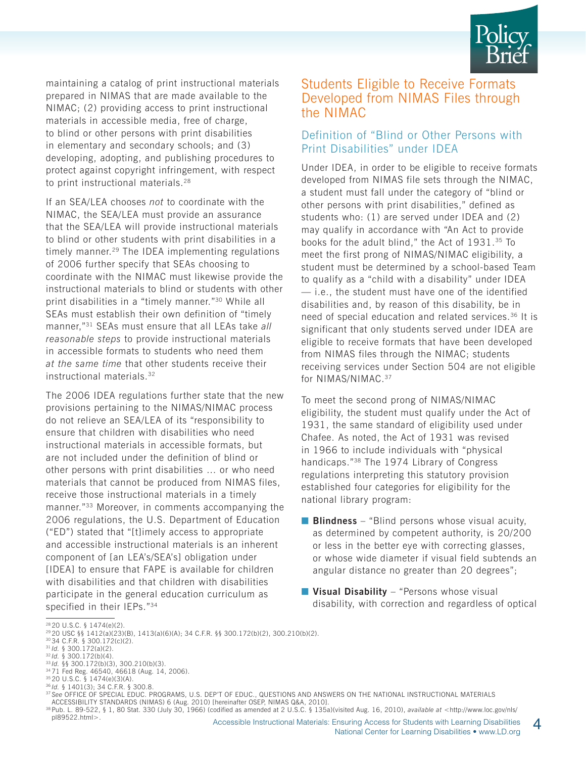maintaining a catalog of print instructional materials prepared in NIMAS that are made available to the NIMAC; (2) providing access to print instructional materials in accessible media, free of charge, to blind or other persons with print disabilities in elementary and secondary schools; and (3) developing, adopting, and publishing procedures to protect against copyright infringement, with respect to print instructional materials.[28]

If an SEA/LEA chooses *not* to coordinate with the NIMAC, the SEA/LEA must provide an assurance that the SEA/LEA will provide instructional materials to blind or other students with print disabilities in a timely manner.[29] The IDEA implementing regulations of 2006 further specify that SEAs choosing to coordinate with the NIMAC must likewise provide the instructional materials to blind or students with other print disabilities in a "timely manner."[30] While all SEAs must establish their own definition of "timely manner,"[31] SEAs must ensure that all LEAs take *all reasonable steps* to provide instructional materials in accessible formats to students who need them *at the same time* that other students receive their instructional materials.[32]

The 2006 IDEA regulations further state that the new provisions pertaining to the NIMAS/NIMAC process do not relieve an SEA/LEA of its "responsibility to ensure that children with disabilities who need instructional materials in accessible formats, but are not included under the definition of blind or other persons with print disabilities ... or who need materials that cannot be produced from NIMAS files, receive those instructional materials in a timely manner."[33] Moreover, in comments accompanying the 2006 regulations, the U.S. Department of Education ("ED") stated that "[t]imely access to appropriate and accessible instructional materials is an inherent component of [an LEA's/SEA's] obligation under [IDEA] to ensure that FAPE is available for children with disabilities and that children with disabilities participate in the general education curriculum as specified in their IEPs."[34]

## Students Eligible to Receive Formats Developed from NIMAS Files through the NIMAC

### Definition of "Blind or Other Persons with Print Disabilities" under IDEA

Under IDEA, in order to be eligible to receive formats developed from NIMAS file sets through the NIMAC, a student must fall under the category of "blind or other persons with print disabilities," defined as students who: (1) are served under IDEA and (2) may qualify in accordance with "An Act to provide books for the adult blind," the Act of 1931.[35] To meet the first prong of NIMAS/NIMAC eligibility, a student must be determined by a school-based Team to qualify as a "child with a disability" under IDEA — i.e., the student must have one of the identified disabilities and, by reason of this disability, be in need of special education and related services.[36] It is significant that only students served under IDEA are eligible to receive formats that have been developed from NIMAS files through the NIMAC; students receiving services under Section 504 are not eligible for NIMAS/NIMAC.[37]

To meet the second prong of NIMAS/NIMAC eligibility, the student must qualify under the Act of 1931, the same standard of eligibility used under Chafee. As noted, the Act of 1931 was revised in 1966 to include individuals with "physical handicaps."[38] The 1974 Library of Congress regulations interpreting this statutory provision established four categories for eligibility for the national library program:

- **Blindness** – "Blind persons whose visual acuity, as determined by competent authority, is 20/200 or less in the better eye with correcting glasses, or whose wide diameter if visual field subtends an angular distance no greater than 20 degrees";
- **Visual Disability** – "Persons whose visual disability, with correction and regardless of optical

---

[28] 20 U.S.C. § 1474(e)(2).
[29] 20 USC §§ 1412(a)(23)(B), 1413(a)(6)(A); 34 C.F.R. §§ 300.172(b)(2), 300.210(b)(2).
[30] 34 C.F.R. § 300.172(c)(2).
[31] *Id.* § 300.172(a)(2).
[32] *Id.* § 300.172(b)(4).
[33] *Id.* §§ 300.172(b)(3), 300.210(b)(3).
[34] 71 Fed Reg. 46540, 46618 (Aug. 14, 2006).
[35] 20 U.S.C. § 1474(e)(3)(A).
[36] *Id.* § 1401(3); 34 C.F.R. § 300.8.
[37] *See* OFFICE OF SPECIAL EDUC. PROGRAMS, U.S. DEP'T OF EDUC., QUESTIONS AND ANSWERS ON THE NATIONAL INSTRUCTIONAL MATERIALS ACCESSIBILITY STANDARDS (NIMAS) 6 (Aug. 2010) [hereinafter OSEP, NIMAS Q&A, 2010].
[38] Pub. L. 89-522, § 1, 80 Stat. 330 (July 30, 1966) (codified as amended at 2 U.S.C. § 135a)(visited Aug. 16, 2010), *available at* <http://www.loc.gov/nls/pl89522.html>.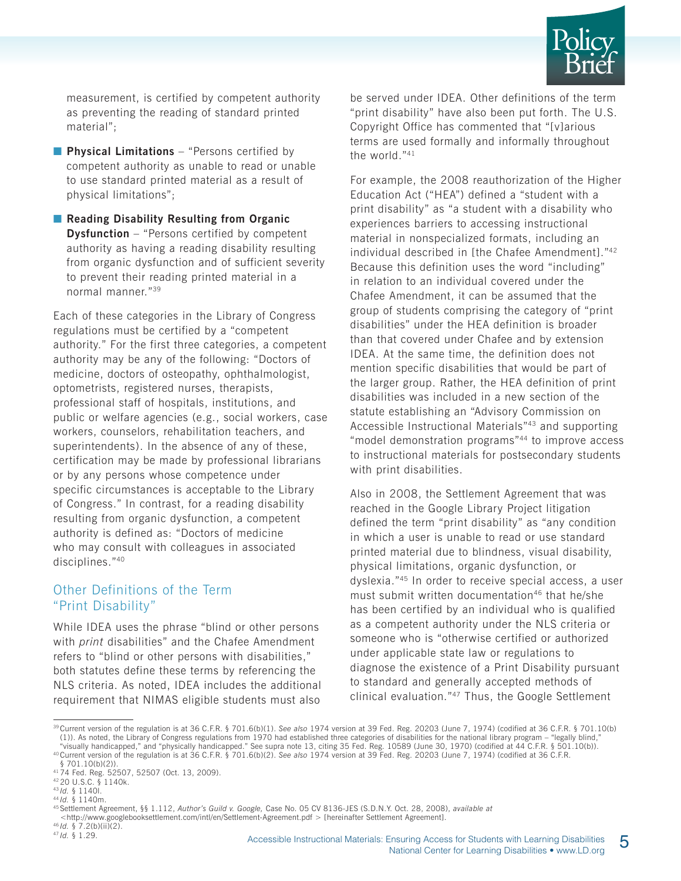measurement, is certified by competent authority as preventing the reading of standard printed material";

- **Physical Limitations** – "Persons certified by competent authority as unable to read or unable to use standard printed material as a result of physical limitations";
- **Reading Disability Resulting from Organic Dysfunction** – "Persons certified by competent authority as having a reading disability resulting from organic dysfunction and of sufficient severity to prevent their reading printed material in a normal manner."[39]

Each of these categories in the Library of Congress regulations must be certified by a "competent authority." For the first three categories, a competent authority may be any of the following: "Doctors of medicine, doctors of osteopathy, ophthalmologist, optometrists, registered nurses, therapists, professional staff of hospitals, institutions, and public or welfare agencies (e.g., social workers, case workers, counselors, rehabilitation teachers, and superintendents). In the absence of any of these, certification may be made by professional librarians or by any persons whose competence under specific circumstances is acceptable to the Library of Congress." In contrast, for a reading disability resulting from organic dysfunction, a competent authority is defined as: "Doctors of medicine who may consult with colleagues in associated disciplines."[40]

## Other Definitions of the Term "Print Disability"

While IDEA uses the phrase "blind or other persons with *print* disabilities" and the Chafee Amendment refers to "blind or other persons with disabilities," both statutes define these terms by referencing the NLS criteria. As noted, IDEA includes the additional requirement that NIMAS eligible students must also be served under IDEA. Other definitions of the term "print disability" have also been put forth. The U.S. Copyright Office has commented that "[v]arious terms are used formally and informally throughout the world."[41]

For example, the 2008 reauthorization of the Higher Education Act ("HEA") defined a "student with a print disability" as "a student with a disability who experiences barriers to accessing instructional material in nonspecialized formats, including an individual described in [the Chafee Amendment]."[42] Because this definition uses the word "including" in relation to an individual covered under the Chafee Amendment, it can be assumed that the group of students comprising the category of "print disabilities" under the HEA definition is broader than that covered under Chafee and by extension IDEA. At the same time, the definition does not mention specific disabilities that would be part of the larger group. Rather, the HEA definition of print disabilities was included in a new section of the statute establishing an "Advisory Commission on Accessible Instructional Materials"[43] and supporting "model demonstration programs"[44] to improve access to instructional materials for postsecondary students with print disabilities.

Also in 2008, the Settlement Agreement that was reached in the Google Library Project litigation defined the term "print disability" as "any condition in which a user is unable to read or use standard printed material due to blindness, visual disability, physical limitations, organic dysfunction, or dyslexia."[45] In order to receive special access, a user must submit written documentation[46] that he/she has been certified by an individual who is qualified as a competent authority under the NLS criteria or someone who is "otherwise certified or authorized under applicable state law or regulations to diagnose the existence of a Print Disability pursuant to standard and generally accepted methods of clinical evaluation."[47] Thus, the Google Settlement

---

[39] Current version of the regulation is at 36 C.F.R. § 701.6(b)(1). *See also* 1974 version at 39 Fed. Reg. 20203 (June 7, 1974) (codified at 36 C.F.R. § 701.10(b)(1)). As noted, the Library of Congress regulations from 1970 had established three categories of disabilities for the national library program – "legally blind," "visually handicapped," and "physically handicapped." See supra note 13, citing 35 Fed. Reg. 10589 (June 30, 1970) (codified at 44 C.F.R. § 501.10(b)).

[40] Current version of the regulation is at 36 C.F.R. § 701.6(b)(2). *See also* 1974 version at 39 Fed. Reg. 20203 (June 7, 1974) (codified at 36 C.F.R. § 701.10(b)(2)).

[41] 74 Fed. Reg. 52507, 52507 (Oct. 13, 2009).

[42] 20 U.S.C. § 1140k.

[43] *Id.* § 1140l.

[44] *Id.* § 1140m.

[45] Settlement Agreement, §§ 1.112, *Author's Guild v. Google,* Case No. 05 CV 8136-JES (S.D.N.Y. Oct. 28, 2008), *available at* <http://www.googlebooksettlement.com/intl/en/Settlement-Agreement.pdf > [hereinafter Settlement Agreement].

[46] *Id.* § 7.2(b)(ii)(2).

[47] *Id.* § 1.29.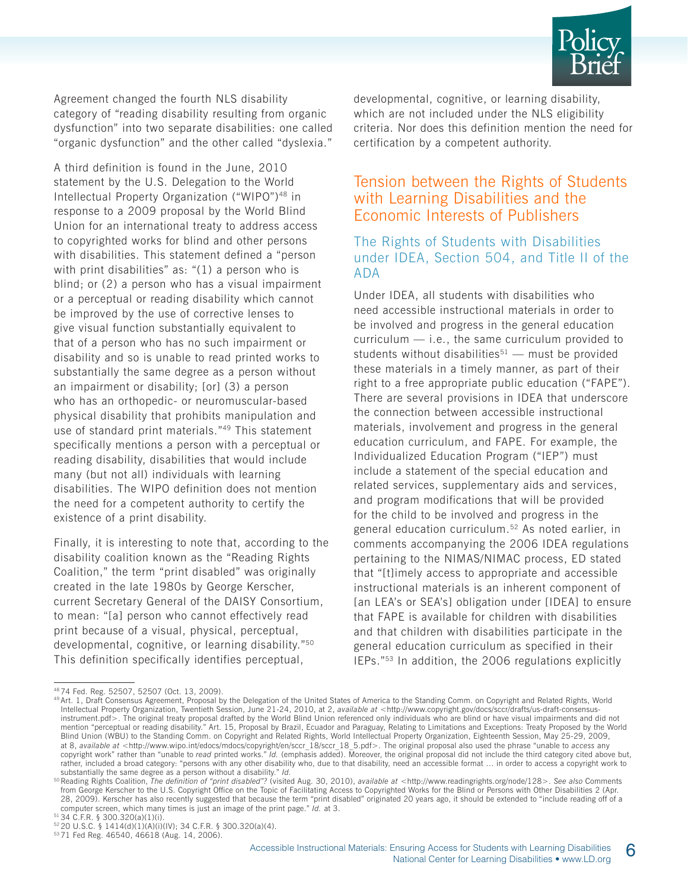Agreement changed the fourth NLS disability category of "reading disability resulting from organic dysfunction" into two separate disabilities: one called "organic dysfunction" and the other called "dyslexia."

A third definition is found in the June, 2010 statement by the U.S. Delegation to the World Intellectual Property Organization ("WIPO")[48] in response to a 2009 proposal by the World Blind Union for an international treaty to address access to copyrighted works for blind and other persons with disabilities. This statement defined a "person with print disabilities" as: "(1) a person who is blind; or (2) a person who has a visual impairment or a perceptual or reading disability which cannot be improved by the use of corrective lenses to give visual function substantially equivalent to that of a person who has no such impairment or disability and so is unable to read printed works to substantially the same degree as a person without an impairment or disability; [or] (3) a person who has an orthopedic- or neuromuscular-based physical disability that prohibits manipulation and use of standard print materials."[49] This statement specifically mentions a person with a perceptual or reading disability, disabilities that would include many (but not all) individuals with learning disabilities. The WIPO definition does not mention the need for a competent authority to certify the existence of a print disability.

Finally, it is interesting to note that, according to the disability coalition known as the "Reading Rights Coalition," the term "print disabled" was originally created in the late 1980s by George Kerscher, current Secretary General of the DAISY Consortium, to mean: "[a] person who cannot effectively read print because of a visual, physical, perceptual, developmental, cognitive, or learning disability."[50] This definition specifically identifies perceptual, developmental, cognitive, or learning disability, which are not included under the NLS eligibility criteria. Nor does this definition mention the need for certification by a competent authority.

## Tension between the Rights of Students with Learning Disabilities and the Economic Interests of Publishers

### The Rights of Students with Disabilities under IDEA, Section 504, and Title II of the ADA

Under IDEA, all students with disabilities who need accessible instructional materials in order to be involved and progress in the general education curriculum — i.e., the same curriculum provided to students without disabilities[51] — must be provided these materials in a timely manner, as part of their right to a free appropriate public education ("FAPE"). There are several provisions in IDEA that underscore the connection between accessible instructional materials, involvement and progress in the general education curriculum, and FAPE. For example, the Individualized Education Program ("IEP") must include a statement of the special education and related services, supplementary aids and services, and program modifications that will be provided for the child to be involved and progress in the general education curriculum.[52] As noted earlier, in comments accompanying the 2006 IDEA regulations pertaining to the NIMAS/NIMAC process, ED stated that "[t]imely access to appropriate and accessible instructional materials is an inherent component of [an LEA's or SEA's] obligation under [IDEA] to ensure that FAPE is available for children with disabilities and that children with disabilities participate in the general education curriculum as specified in their IEPs."[53] In addition, the 2006 regulations explicitly

---

[48] 74 Fed. Reg. 52507, 52507 (Oct. 13, 2009).

[49] Art. 1, Draft Consensus Agreement, Proposal by the Delegation of the United States of America to the Standing Comm. on Copyright and Related Rights, World Intellectual Property Organization, Twentieth Session, June 21-24, 2010, at 2, *available at* <http://www.copyright.gov/docs/sccr/drafts/us-draft-consensus-instrument.pdf>. The original treaty proposal drafted by the World Blind Union referenced only individuals who are blind or have visual impairments and did not mention "perceptual or reading disability." Art. 15, Proposal by Brazil, Ecuador and Paraguay, Relating to Limitations and Exceptions: Treaty Proposed by the World Blind Union (WBU) to the Standing Comm. on Copyright and Related Rights, World Intellectual Property Organization, Eighteenth Session, May 25-29, 2009, at 8, *available at* <http://www.wipo.int/edocs/mdocs/copyright/en/sccr_18/sccr_18_5.pdf>. The original proposal also used the phrase "unable to *access* any copyright work" rather than "unable to *read* printed works." *Id.* (emphasis added). Moreover, the original proposal did not include the third category cited above but, rather, included a broad category: "persons with any other disability who, due to that disability, need an accessible format … in order to access a copyright work to substantially the same degree as a person without a disability." *Id.*

[50] Reading Rights Coalition, *The definition of "print disabled"?* (visited Aug. 30, 2010), *available at* <http://www.readingrights.org/node/128>. *See also* Comments from George Kerscher to the U.S. Copyright Office on the Topic of Facilitating Access to Copyrighted Works for the Blind or Persons with Other Disabilities 2 (Apr. 28, 2009). Kerscher has also recently suggested that because the term "print disabled" originated 20 years ago, it should be extended to "include reading off of a computer screen, which many times is just an image of the print page." *Id.* at 3.

[51] 34 C.F.R. § 300.320(a)(1)(i).

[52] 20 U.S.C. § 1414(d)(1)(A)(i)(IV); 34 C.F.R. § 300.320(a)(4).

[53] 71 Fed Reg. 46540, 46618 (Aug. 14, 2006).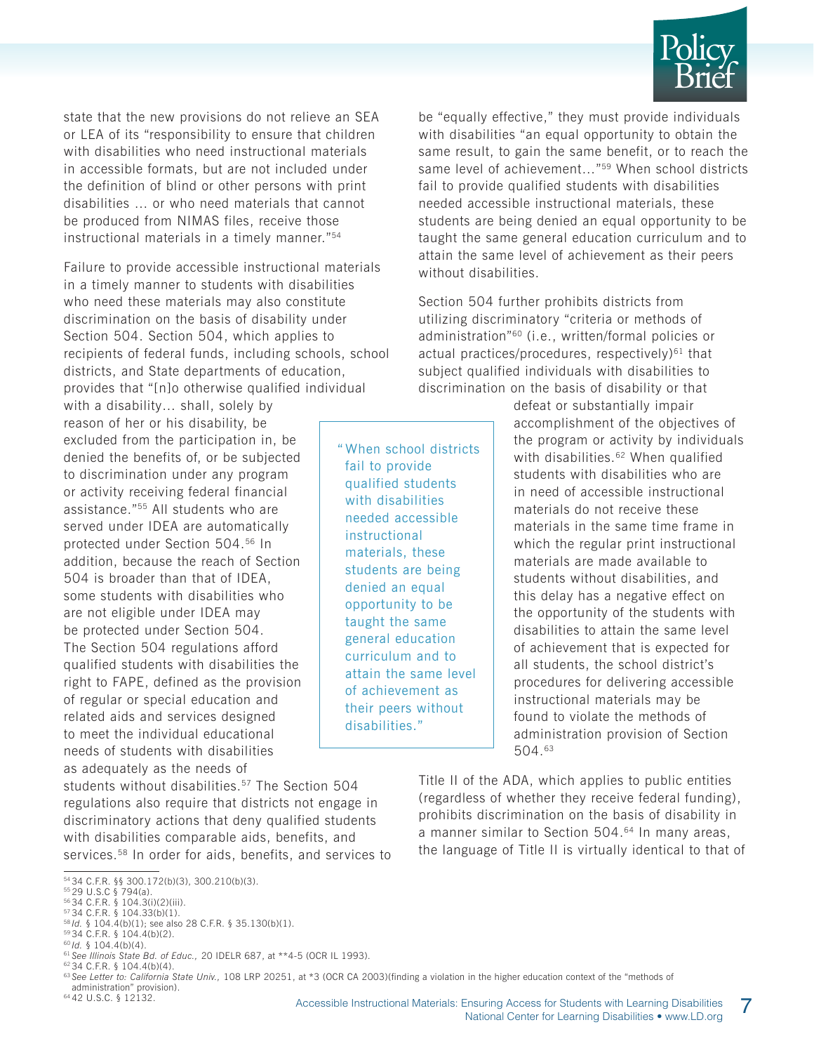state that the new provisions do not relieve an SEA or LEA of its "responsibility to ensure that children with disabilities who need instructional materials in accessible formats, but are not included under the definition of blind or other persons with print disabilities ... or who need materials that cannot be produced from NIMAS files, receive those instructional materials in a timely manner."[54]

Failure to provide accessible instructional materials in a timely manner to students with disabilities who need these materials may also constitute discrimination on the basis of disability under Section 504. Section 504, which applies to recipients of federal funds, including schools, school districts, and State departments of education, provides that "[n]o otherwise qualified individual with a disability… shall, solely by reason of her or his disability, be excluded from the participation in, be denied the benefits of, or be subjected to discrimination under any program or activity receiving federal financial assistance."[55] All students who are served under IDEA are automatically protected under Section 504.[56] In addition, because the reach of Section 504 is broader than that of IDEA, some students with disabilities who are not eligible under IDEA may be protected under Section 504. The Section 504 regulations afford qualified students with disabilities the right to FAPE, defined as the provision of regular or special education and related aids and services designed to meet the individual educational needs of students with disabilities as adequately as the needs of students without disabilities.[57] The Section 504 regulations also require that districts not engage in discriminatory actions that deny qualified students with disabilities comparable aids, benefits, and services.[58] In order for aids, benefits, and services to be "equally effective," they must provide individuals with disabilities "an equal opportunity to obtain the same result, to gain the same benefit, or to reach the same level of achievement…"[59] When school districts fail to provide qualified students with disabilities needed accessible instructional materials, these students are being denied an equal opportunity to be taught the same general education curriculum and to attain the same level of achievement as their peers without disabilities.

> "When school districts fail to provide qualified students with disabilities needed accessible instructional materials, these students are being denied an equal opportunity to be taught the same general education curriculum and to attain the same level of achievement as their peers without disabilities."

Section 504 further prohibits districts from utilizing discriminatory "criteria or methods of administration"[60] (i.e., written/formal policies or actual practices/procedures, respectively)[61] that subject qualified individuals with disabilities to discrimination on the basis of disability or that defeat or substantially impair accomplishment of the objectives of the program or activity by individuals with disabilities.[62] When qualified students with disabilities who are in need of accessible instructional materials do not receive these materials in the same time frame in which the regular print instructional materials are made available to students without disabilities, and this delay has a negative effect on the opportunity of the students with disabilities to attain the same level of achievement that is expected for all students, the school district's procedures for delivering accessible instructional materials may be found to violate the methods of administration provision of Section 504.[63]

Title II of the ADA, which applies to public entities (regardless of whether they receive federal funding), prohibits discrimination on the basis of disability in a manner similar to Section 504.[64] In many areas, the language of Title II is virtually identical to that of

---

[54] 34 C.F.R. §§ 300.172(b)(3), 300.210(b)(3).
[55] 29 U.S.C § 794(a).
[56] 34 C.F.R. § 104.3(i)(2)(iii).
[57] 34 C.F.R. § 104.33(b)(1).
[58] *Id.* § 104.4(b)(1); see also 28 C.F.R. § 35.130(b)(1).
[59] 34 C.F.R. § 104.4(b)(2).
[60] *Id.* § 104.4(b)(4).
[61] *See Illinois State Bd. of Educ.,* 20 IDELR 687, at **4-5 (OCR IL 1993).
[62] 34 C.F.R. § 104.4(b)(4).
[63] *See Letter to: California State Univ.,* 108 LRP 20251, at *3 (OCR CA 2003)(finding a violation in the higher education context of the "methods of administration" provision).
[64] 42 U.S.C. § 12132.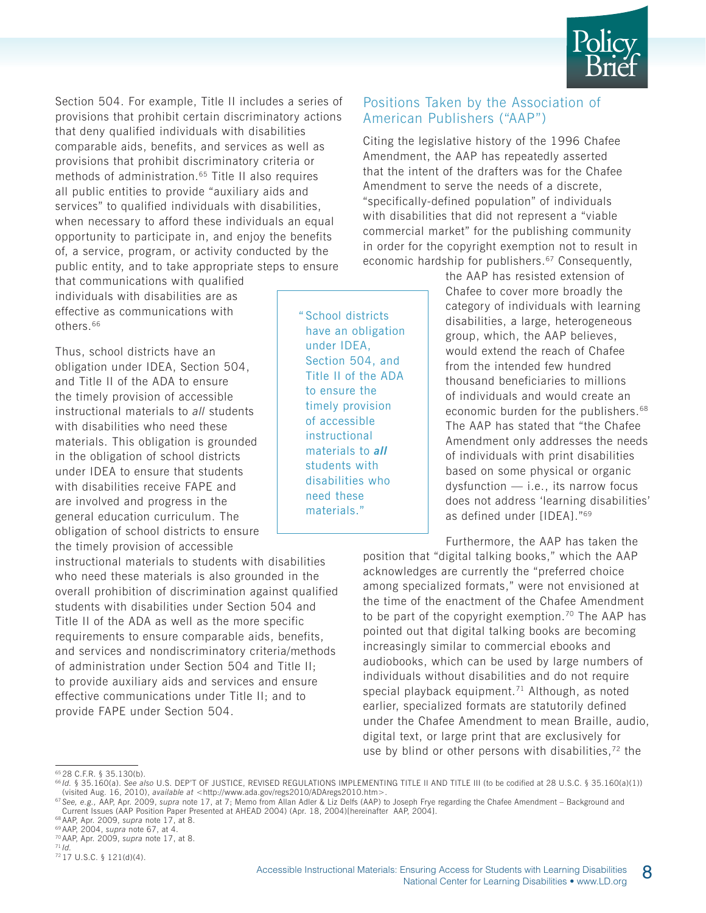Section 504. For example, Title II includes a series of provisions that prohibit certain discriminatory actions that deny qualified individuals with disabilities comparable aids, benefits, and services as well as provisions that prohibit discriminatory criteria or methods of administration.[65] Title II also requires all public entities to provide "auxiliary aids and services" to qualified individuals with disabilities, when necessary to afford these individuals an equal opportunity to participate in, and enjoy the benefits of, a service, program, or activity conducted by the public entity, and to take appropriate steps to ensure that communications with qualified individuals with disabilities are as effective as communications with others.[66]

Thus, school districts have an obligation under IDEA, Section 504, and Title II of the ADA to ensure the timely provision of accessible instructional materials to *all* students with disabilities who need these materials. This obligation is grounded in the obligation of school districts under IDEA to ensure that students with disabilities receive FAPE and are involved and progress in the general education curriculum. The obligation of school districts to ensure the timely provision of accessible instructional materials to students with disabilities who need these materials is also grounded in the overall prohibition of discrimination against qualified students with disabilities under Section 504 and Title II of the ADA as well as the more specific requirements to ensure comparable aids, benefits, and services and nondiscriminatory criteria/methods of administration under Section 504 and Title II; to provide auxiliary aids and services and ensure effective communications under Title II; and to provide FAPE under Section 504.

> "School districts have an obligation under IDEA, Section 504, and Title II of the ADA to ensure the timely provision of accessible instructional materials to ***all*** students with disabilities who need these materials."

## Positions Taken by the Association of American Publishers ("AAP")

Citing the legislative history of the 1996 Chafee Amendment, the AAP has repeatedly asserted that the intent of the drafters was for the Chafee Amendment to serve the needs of a discrete, "specifically-defined population" of individuals with disabilities that did not represent a "viable commercial market" for the publishing community in order for the copyright exemption not to result in economic hardship for publishers.[67] Consequently, the AAP has resisted extension of Chafee to cover more broadly the category of individuals with learning disabilities, a large, heterogeneous group, which, the AAP believes, would extend the reach of Chafee from the intended few hundred thousand beneficiaries to millions of individuals and would create an economic burden for the publishers.[68] The AAP has stated that "the Chafee Amendment only addresses the needs of individuals with print disabilities based on some physical or organic dysfunction — i.e., its narrow focus does not address 'learning disabilities' as defined under [IDEA]."[69]

Furthermore, the AAP has taken the position that "digital talking books," which the AAP acknowledges are currently the "preferred choice among specialized formats," were not envisioned at the time of the enactment of the Chafee Amendment to be part of the copyright exemption.[70] The AAP has pointed out that digital talking books are becoming increasingly similar to commercial ebooks and audiobooks, which can be used by large numbers of individuals without disabilities and do not require special playback equipment.[71] Although, as noted earlier, specialized formats are statutorily defined under the Chafee Amendment to mean Braille, audio, digital text, or large print that are exclusively for use by blind or other persons with disabilities,[72] the

---

[65] 28 C.F.R. § 35.130(b).

[66] *Id.* § 35.160(a). *See also* U.S. DEP'T OF JUSTICE, REVISED REGULATIONS IMPLEMENTING TITLE II AND TITLE III (to be codified at 28 U.S.C. § 35.160(a)(1)) (visited Aug. 16, 2010), *available at* <http://www.ada.gov/regs2010/ADAregs2010.htm>.

[67] *See, e.g.,* AAP, Apr. 2009, *supra* note 17, at 7; Memo from Allan Adler & Liz Delfs (AAP) to Joseph Frye regarding the Chafee Amendment – Background and Current Issues (AAP Position Paper Presented at AHEAD 2004) (Apr. 18, 2004)[hereinafter AAP, 2004].

[68] AAP, Apr. 2009, *supra* note 17, at 8.

[69] AAP, 2004, *supra* note 67, at 4.

[70] AAP, Apr. 2009, *supra* note 17, at 8.

[71] *Id.*

[72] 17 U.S.C. § 121(d)(4).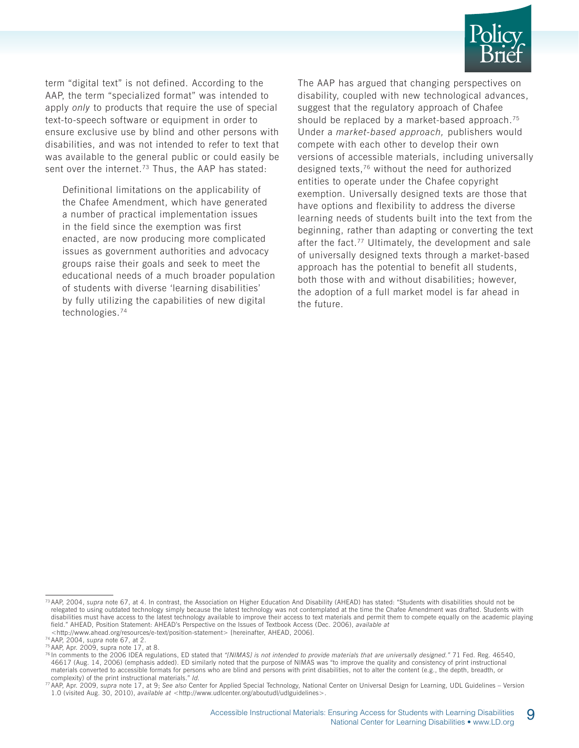term "digital text" is not defined. According to the AAP, the term "specialized format" was intended to apply *only* to products that require the use of special text-to-speech software or equipment in order to ensure exclusive use by blind and other persons with disabilities, and was not intended to refer to text that was available to the general public or could easily be sent over the internet.[73] Thus, the AAP has stated:

> Definitional limitations on the applicability of the Chafee Amendment, which have generated a number of practical implementation issues in the field since the exemption was first enacted, are now producing more complicated issues as government authorities and advocacy groups raise their goals and seek to meet the educational needs of a much broader population of students with diverse 'learning disabilities' by fully utilizing the capabilities of new digital technologies.[74]

The AAP has argued that changing perspectives on disability, coupled with new technological advances, suggest that the regulatory approach of Chafee should be replaced by a market-based approach.[75] Under a *market-based approach,* publishers would compete with each other to develop their own versions of accessible materials, including universally designed texts,[76] without the need for authorized entities to operate under the Chafee copyright exemption. Universally designed texts are those that have options and flexibility to address the diverse learning needs of students built into the text from the beginning, rather than adapting or converting the text after the fact.[77] Ultimately, the development and sale of universally designed texts through a market-based approach has the potential to benefit all students, both those with and without disabilities; however, the adoption of a full market model is far ahead in the future.

---

[73] AAP, 2004, *supra* note 67, at 4. In contrast, the Association on Higher Education And Disability (AHEAD) has stated: "Students with disabilities should not be relegated to using outdated technology simply because the latest technology was not contemplated at the time the Chafee Amendment was drafted. Students with disabilities must have access to the latest technology available to improve their access to text materials and permit them to compete equally on the academic playing field." AHEAD, Position Statement: AHEAD's Perspective on the Issues of Textbook Access (Dec. 2006), *available at* <http://www.ahead.org/resources/e-text/position-statement> [hereinafter, AHEAD, 2006].

[74] AAP, 2004, *supra* note 67, at 2.

[75] AAP, Apr. 2009, supra note 17, at 8.

[76] In comments to the 2006 IDEA regulations, ED stated that *"[NIMAS] is not intended to provide materials that are universally designed."* 71 Fed. Reg. 46540, 46617 (Aug. 14, 2006) (emphasis added). ED similarly noted that the purpose of NIMAS was "to improve the quality and consistency of print instructional materials converted to accessible formats for persons who are blind and persons with print disabilities, not to alter the content (e.g., the depth, breadth, or complexity) of the print instructional materials." *Id.*

[77] AAP, Apr. 2009, *supra* note 17, at 9; *See also* Center for Applied Special Technology, National Center on Universal Design for Learning, UDL Guidelines – Version 1.0 (visited Aug. 30, 2010), *available at* <http://www.udlcenter.org/aboutudl/udlguidelines>.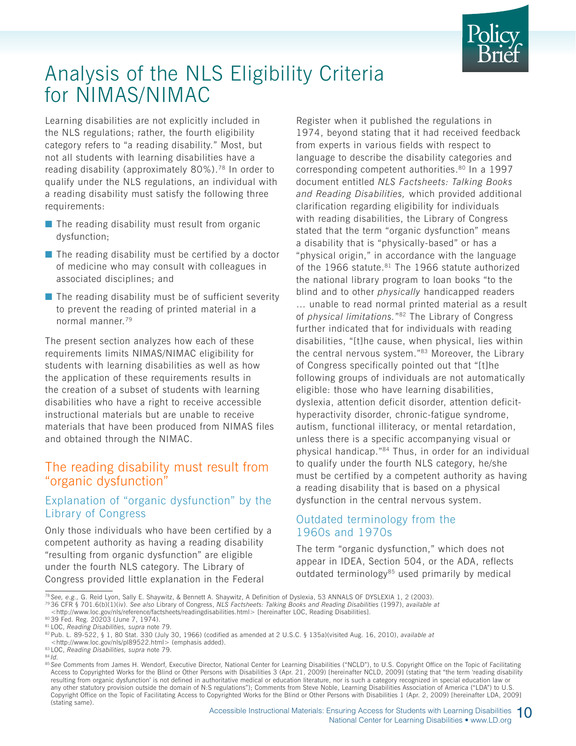# Analysis of the NLS Eligibility Criteria for NIMAS/NIMAC

Learning disabilities are not explicitly included in the NLS regulations; rather, the fourth eligibility category refers to "a reading disability." Most, but not all students with learning disabilities have a reading disability (approximately 80%).[78] In order to qualify under the NLS regulations, an individual with a reading disability must satisfy the following three requirements:

- The reading disability must result from organic dysfunction;
- The reading disability must be certified by a doctor of medicine who may consult with colleagues in associated disciplines; and
- The reading disability must be of sufficient severity to prevent the reading of printed material in a normal manner.[79]

The present section analyzes how each of these requirements limits NIMAS/NIMAC eligibility for students with learning disabilities as well as how the application of these requirements results in the creation of a subset of students with learning disabilities who have a right to receive accessible instructional materials but are unable to receive materials that have been produced from NIMAS files and obtained through the NIMAC.

## The reading disability must result from "organic dysfunction"

### Explanation of "organic dysfunction" by the Library of Congress

Only those individuals who have been certified by a competent authority as having a reading disability "resulting from organic dysfunction" are eligible under the fourth NLS category. The Library of Congress provided little explanation in the Federal Register when it published the regulations in 1974, beyond stating that it had received feedback from experts in various fields with respect to language to describe the disability categories and corresponding competent authorities.[80] In a 1997 document entitled *NLS Factsheets: Talking Books and Reading Disabilities,* which provided additional clarification regarding eligibility for individuals with reading disabilities, the Library of Congress stated that the term "organic dysfunction" means a disability that is "physically-based" or has a "physical origin," in accordance with the language of the 1966 statute.[81] The 1966 statute authorized the national library program to loan books "to the blind and to other *physically* handicapped readers … unable to read normal printed material as a result of *physical limitations.*"[82] The Library of Congress further indicated that for individuals with reading disabilities, "[t]he cause, when physical, lies within the central nervous system."[83] Moreover, the Library of Congress specifically pointed out that "[t]he following groups of individuals are not automatically eligible: those who have learning disabilities, dyslexia, attention deficit disorder, attention deficit-hyperactivity disorder, chronic-fatigue syndrome, autism, functional illiteracy, or mental retardation, unless there is a specific accompanying visual or physical handicap."[84] Thus, in order for an individual to qualify under the fourth NLS category, he/she must be certified by a competent authority as having a reading disability that is based on a physical dysfunction in the central nervous system.

### Outdated terminology from the 1960s and 1970s

The term "organic dysfunction," which does not appear in IDEA, Section 504, or the ADA, reflects outdated terminology[85] used primarily by medical

---

[78] *See, e.g.,* G. Reid Lyon, Sally E. Shaywitz, & Bennett A. Shaywitz, A Definition of Dyslexia, 53 ANNALS OF DYSLEXIA 1, 2 (2003).

[79] 36 CFR § 701.6(b)(1)(iv). *See also* Library of Congress, *NLS Factsheets: Talking Books and Reading Disabilities* (1997), *available at* <http://www.loc.gov/nls/reference/factsheets/readingdisabilities.html> [hereinafter LOC, Reading Disabilities].

[80] 39 Fed. Reg. 20203 (June 7, 1974).

[81] LOC, *Reading Disabilities, supra* note 79.

[82] Pub. L. 89-522, § 1, 80 Stat. 330 (July 30, 1966) (codified as amended at 2 U.S.C. § 135a)(visited Aug. 16, 2010), *available at* <http://www.loc.gov/nls/pl89522.html> (emphasis added).

[83] LOC, *Reading Disabilities, supra* note 79.

[84] *Id.*

[85] *See* Comments from James H. Wendorf, Executive Director, National Center for Learning Disabilities ("NCLD"), to U.S. Copyright Office on the Topic of Facilitating Access to Copyrighted Works for the Blind or Other Persons with Disabilities 3 (Apr. 21, 2009) [hereinafter NCLD, 2009] (stating that "the term 'reading disability resulting from organic dysfunction' is not defined in authoritative medical or education literature, nor is such a category recognized in special education law or any other statutory provision outside the domain of N:S regulations"); Comments from Steve Noble, Learning Disabilities Association of America ("LDA") to U.S. Copyright Office on the Topic of Facilitating Access to Copyrighted Works for the Blind or Other Persons with Disabilities 1 (Apr. 2, 2009) [hereinafter LDA, 2009] (stating same).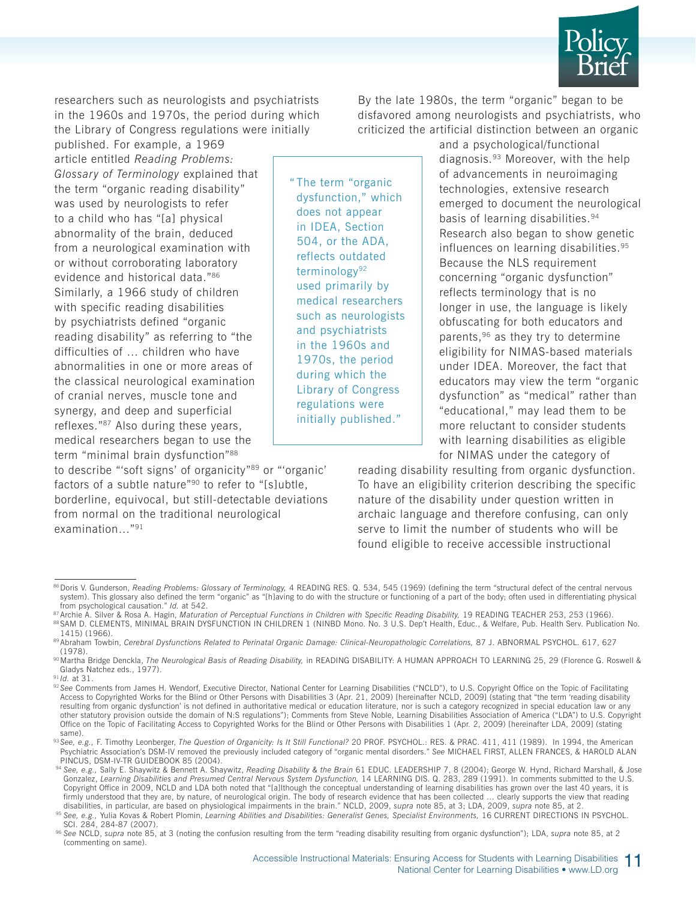researchers such as neurologists and psychiatrists in the 1960s and 1970s, the period during which the Library of Congress regulations were initially published. For example, a 1969 article entitled *Reading Problems: Glossary of Terminology* explained that the term "organic reading disability" was used by neurologists to refer to a child who has "[a] physical abnormality of the brain, deduced from a neurological examination with or without corroborating laboratory evidence and historical data."[86] Similarly, a 1966 study of children with specific reading disabilities by psychiatrists defined "organic reading disability" as referring to "the difficulties of … children who have abnormalities in one or more areas of the classical neurological examination of cranial nerves, muscle tone and synergy, and deep and superficial reflexes."[87] Also during these years, medical researchers began to use the term "minimal brain dysfunction"[88] to describe "'soft signs' of organicity"[89] or "'organic' factors of a subtle nature"[90] to refer to "[s]ubtle, borderline, equivocal, but still-detectable deviations from normal on the traditional neurological examination…"[91]

> "The term "organic dysfunction," which does not appear in IDEA, Section 504, or the ADA, reflects outdated terminology[92] used primarily by medical researchers such as neurologists and psychiatrists in the 1960s and 1970s, the period during which the Library of Congress regulations were initially published."

By the late 1980s, the term "organic" began to be disfavored among neurologists and psychiatrists, who criticized the artificial distinction between an organic and a psychological/functional diagnosis.[93] Moreover, with the help of advancements in neuroimaging technologies, extensive research emerged to document the neurological basis of learning disabilities.[94] Research also began to show genetic influences on learning disabilities.[95] Because the NLS requirement concerning "organic dysfunction" reflects terminology that is no longer in use, the language is likely obfuscating for both educators and parents,[96] as they try to determine eligibility for NIMAS-based materials under IDEA. Moreover, the fact that educators may view the term "organic dysfunction" as "medical" rather than "educational," may lead them to be more reluctant to consider students with learning disabilities as eligible for NIMAS under the category of reading disability resulting from organic dysfunction. To have an eligibility criterion describing the specific nature of the disability under question written in archaic language and therefore confusing, can only serve to limit the number of students who will be found eligible to receive accessible instructional

---

[86] Doris V. Gunderson, *Reading Problems: Glossary of Terminology,* 4 READING RES. Q. 534, 545 (1969) (defining the term "structural defect of the central nervous system). This glossary also defined the term "organic" as "[h]aving to do with the structure or functioning of a part of the body; often used in differentiating physical from psychological causation." *Id.* at 542.

[87] Archie A. Silver & Rosa A. Hagin, *Maturation of Perceptual Functions in Children with Specific Reading Disability,* 19 READING TEACHER 253, 253 (1966).

[88] SAM D. CLEMENTS, MINIMAL BRAIN DYSFUNCTION IN CHILDREN 1 (NINBD Mono. No. 3 U.S. Dep't Health, Educ., & Welfare, Pub. Health Serv. Publication No. 1415) (1966).

[89] Abraham Towbin, *Cerebral Dysfunctions Related to Perinatal Organic Damage: Clinical-Neuropathologic Correlations,* 87 J. ABNORMAL PSYCHOL. 617, 627 (1978).

[90] Martha Bridge Dencka, *The Neurological Basis of Reading Disability,* in READING DISABILITY: A HUMAN APPROACH TO LEARNING 25, 29 (Florence G. Roswell & Gladys Natchez eds., 1977).

[91] *Id.* at 31.

[92] *See* Comments from James H. Wendorf, Executive Director, National Center for Learning Disabilities ("NCLD"), to U.S. Copyright Office on the Topic of Facilitating Access to Copyrighted Works for the Blind or Other Persons with Disabilities 3 (Apr. 21, 2009) [hereinafter NCLD, 2009] (stating that "the term 'reading disability resulting from organic dysfunction' is not defined in authoritative medical or education literature, nor is such a category recognized in special education law or any other statutory provision outside the domain of N:S regulations"); Comments from Steve Noble, Learning Disabilities Association of America ("LDA") to U.S. Copyright Office on the Topic of Facilitating Access to Copyrighted Works for the Blind or Other Persons with Disabilities 1 (Apr. 2, 2009) [hereinafter LDA, 2009] (stating same).

[93] *See, e.g.,* F. Timothy Leonberger, *The Question of Organicity: Is It Still Functional?* 20 PROF. PSYCHOL.: RES. & PRAC. 411, 411 (1989). In 1994, the American Psychiatric Association's DSM-IV removed the previously included category of "organic mental disorders." *See* MICHAEL FIRST, ALLEN FRANCES, & HAROLD ALAN PINCUS, DSM-IV-TR GUIDEBOOK 85 (2004).

[94] *See, e.g.,* Sally E. Shaywitz & Bennett A. Shaywitz, *Reading Disability & the Brain* 61 EDUC. LEADERSHIP 7, 8 (2004); George W. Hynd, Richard Marshall, & Jose Gonzalez, *Learning Disabilities and Presumed Central Nervous System Dysfunction,* 14 LEARNING DIS. Q. 283, 289 (1991). In comments submitted to the U.S. Copyright Office in 2009, NCLD and LDA both noted that "[a]lthough the conceptual understanding of learning disabilities has grown over the last 40 years, it is firmly understood that they are, by nature, of neurological origin. The body of research evidence that has been collected … clearly supports the view that reading disabilities, in particular, are based on physiological impairments in the brain." NCLD, 2009, *supra* note 85, at 3; LDA, 2009, *supra* note 85, at 2.

[95] *See, e.g.,* Yulia Kovas & Robert Plomin, *Learning Abilities and Disabilities: Generalist Genes, Specialist Environments,* 16 CURRENT DIRECTIONS IN PSYCHOL. SCI. 284, 284-87 (2007).

[96] *See* NCLD, *supra* note 85, at 3 (noting the confusion resulting from the term "reading disability resulting from organic dysfunction"); LDA, *supra* note 85, at 2 (commenting on same).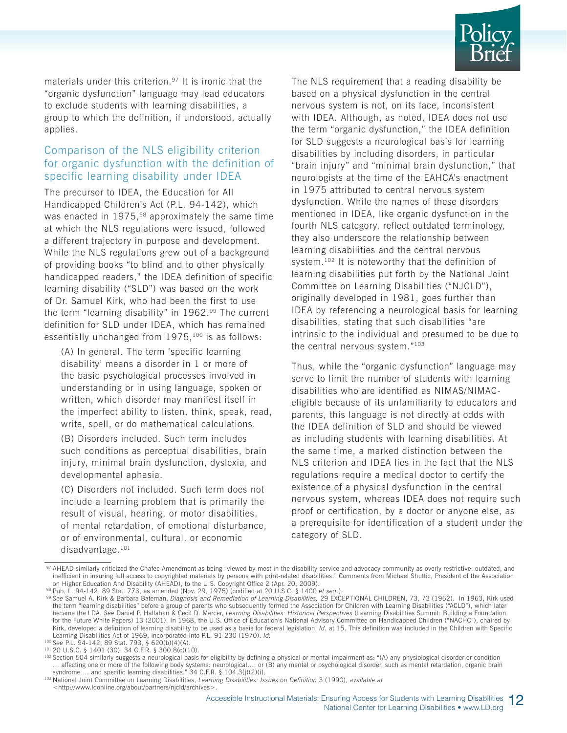materials under this criterion.[97] It is ironic that the "organic dysfunction" language may lead educators to exclude students with learning disabilities, a group to which the definition, if understood, actually applies.

## Comparison of the NLS eligibility criterion for organic dysfunction with the definition of specific learning disability under IDEA

The precursor to IDEA, the Education for All Handicapped Children's Act (P.L. 94-142), which was enacted in 1975,[98] approximately the same time at which the NLS regulations were issued, followed a different trajectory in purpose and development. While the NLS regulations grew out of a background of providing books "to blind and to other physically handicapped readers," the IDEA definition of specific learning disability ("SLD") was based on the work of Dr. Samuel Kirk, who had been the first to use the term "learning disability" in 1962.[99] The current definition for SLD under IDEA, which has remained essentially unchanged from 1975,[100] is as follows:

> (A) In general. The term 'specific learning disability' means a disorder in 1 or more of the basic psychological processes involved in understanding or in using language, spoken or written, which disorder may manifest itself in the imperfect ability to listen, think, speak, read, write, spell, or do mathematical calculations.
>
> (B) Disorders included. Such term includes such conditions as perceptual disabilities, brain injury, minimal brain dysfunction, dyslexia, and developmental aphasia.
>
> (C) Disorders not included. Such term does not include a learning problem that is primarily the result of visual, hearing, or motor disabilities, of mental retardation, of emotional disturbance, or of environmental, cultural, or economic disadvantage.[101]

The NLS requirement that a reading disability be based on a physical dysfunction in the central nervous system is not, on its face, inconsistent with IDEA. Although, as noted, IDEA does not use the term "organic dysfunction," the IDEA definition for SLD suggests a neurological basis for learning disabilities by including disorders, in particular "brain injury" and "minimal brain dysfunction," that neurologists at the time of the EAHCA's enactment in 1975 attributed to central nervous system dysfunction. While the names of these disorders mentioned in IDEA, like organic dysfunction in the fourth NLS category, reflect outdated terminology, they also underscore the relationship between learning disabilities and the central nervous system.[102] It is noteworthy that the definition of learning disabilities put forth by the National Joint Committee on Learning Disabilities ("NJCLD"), originally developed in 1981, goes further than IDEA by referencing a neurological basis for learning disabilities, stating that such disabilities "are intrinsic to the individual and presumed to be due to the central nervous system."[103]

Thus, while the "organic dysfunction" language may serve to limit the number of students with learning disabilities who are identified as NIMAS/NIMAC-eligible because of its unfamiliarity to educators and parents, this language is not directly at odds with the IDEA definition of SLD and should be viewed as including students with learning disabilities. At the same time, a marked distinction between the NLS criterion and IDEA lies in the fact that the NLS regulations require a medical doctor to certify the existence of a physical dysfunction in the central nervous system, whereas IDEA does not require such proof or certification, by a doctor or anyone else, as a prerequisite for identification of a student under the category of SLD.

---

[97] AHEAD similarly criticized the Chafee Amendment as being "viewed by most in the disability service and advocacy community as overly restrictive, outdated, and inefficient in insuring full access to copyrighted materials by persons with print-related disabilities." Comments from Michael Shuttic, President of the Association on Higher Education And Disability (AHEAD), to the U.S. Copyright Office 2 (Apr. 20, 2009).

[98] Pub. L. 94-142, 89 Stat. 773, as amended (Nov. 29, 1975) (codified at 20 U.S.C. § 1400 *et seq.*).

[99] *See* Samuel A. Kirk & Barbara Bateman, *Diagnosis and Remediation of Learning Disabilities,* 29 EXCEPTIONAL CHILDREN, 73, 73 (1962). In 1963, Kirk used the term "learning disabilities" before a group of parents who subsequently formed the Association for Children with Learning Disabilities ("ACLD"), which later became the LDA. *See* Daniel P. Hallahan & Cecil D. Mercer, *Learning Disabilities: Historical Perspectives* (Learning Disabilities Summit: Building a Foundation for the Future White Papers) 13 (2001). In 1968, the U.S. Office of Education's National Advisory Committee on Handicapped Children ("NACHC"), chaired by Kirk, developed a definition of learning disability to be used as a basis for federal legislation. *Id.* at 15. This definition was included in the Children with Specific Learning Disabilities Act of 1969, incorporated into P.L. 91-230 (1970). *Id.*

[100] *See* P.L. 94-142, 89 Stat. 793, § 620(b)(4)(A).

[101] 20 U.S.C. § 1401 (30); 34 C.F.R. § 300.8(c)(10).

[102] Section 504 similarly suggests a neurological basis for eligibility by defining a physical or mental impairment as: "(A) any physiological disorder or condition … affecting one or more of the following body systems: neurological…; or (B) any mental or psychological disorder, such as mental retardation, organic brain syndrome … and specific learning disabilities." 34 C.F.R. § 104.3(j)(2)(i).

[103] National Joint Committee on Learning Disabilities, *Learning Disabilities: Issues on Definition* 3 (1990), *available at* <http://www.ldonline.org/about/partners/njcld/archives>.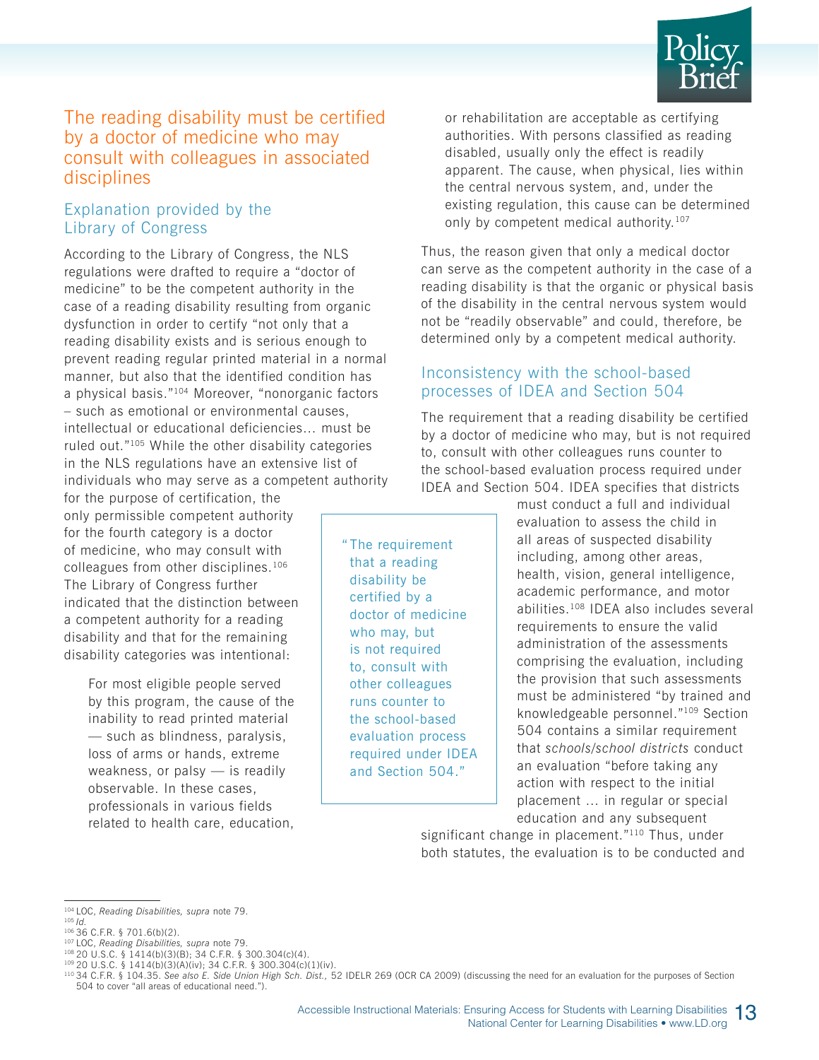## The reading disability must be certified by a doctor of medicine who may consult with colleagues in associated disciplines

### Explanation provided by the Library of Congress

According to the Library of Congress, the NLS regulations were drafted to require a "doctor of medicine" to be the competent authority in the case of a reading disability resulting from organic dysfunction in order to certify "not only that a reading disability exists and is serious enough to prevent reading regular printed material in a normal manner, but also that the identified condition has a physical basis."[104] Moreover, "nonorganic factors – such as emotional or environmental causes, intellectual or educational deficiencies... must be ruled out."[105] While the other disability categories in the NLS regulations have an extensive list of individuals who may serve as a competent authority for the purpose of certification, the only permissible competent authority for the fourth category is a doctor of medicine, who may consult with colleagues from other disciplines.[106] The Library of Congress further indicated that the distinction between a competent authority for a reading disability and that for the remaining disability categories was intentional:

> For most eligible people served by this program, the cause of the inability to read printed material — such as blindness, paralysis, loss of arms or hands, extreme weakness, or palsy — is readily observable. In these cases, professionals in various fields related to health care, education, or rehabilitation are acceptable as certifying authorities. With persons classified as reading disabled, usually only the effect is readily apparent. The cause, when physical, lies within the central nervous system, and, under the existing regulation, this cause can be determined only by competent medical authority.[107]

Thus, the reason given that only a medical doctor can serve as the competent authority in the case of a reading disability is that the organic or physical basis of the disability in the central nervous system would not be "readily observable" and could, therefore, be determined only by a competent medical authority.

### Inconsistency with the school-based processes of IDEA and Section 504

The requirement that a reading disability be certified by a doctor of medicine who may, but is not required to, consult with other colleagues runs counter to the school-based evaluation process required under IDEA and Section 504. IDEA specifies that districts must conduct a full and individual evaluation to assess the child in all areas of suspected disability including, among other areas, health, vision, general intelligence, academic performance, and motor abilities.[108] IDEA also includes several requirements to ensure the valid administration of the assessments comprising the evaluation, including the provision that such assessments must be administered "by trained and knowledgeable personnel."[109] Section 504 contains a similar requirement that *schools/school districts* conduct an evaluation "before taking any action with respect to the initial placement ... in regular or special education and any subsequent significant change in placement."[110] Thus, under both statutes, the evaluation is to be conducted and

> "The requirement that a reading disability be certified by a doctor of medicine who may, but is not required to, consult with other colleagues runs counter to the school-based evaluation process required under IDEA and Section 504."

---

[104] LOC, *Reading Disabilities, supra* note 79.
[105] *Id.*
[106] 36 C.F.R. § 701.6(b)(2).
[107] LOC, *Reading Disabilities, supra* note 79.
[108] 20 U.S.C. § 1414(b)(3)(B); 34 C.F.R. § 300.304(c)(4).
[109] 20 U.S.C. § 1414(b)(3)(A)(iv); 34 C.F.R. § 300.304(c)(1)(iv).
[110] 34 C.F.R. § 104.35. *See also E. Side Union High Sch. Dist.,* 52 IDELR 269 (OCR CA 2009) (discussing the need for an evaluation for the purposes of Section 504 to cover "all areas of educational need.").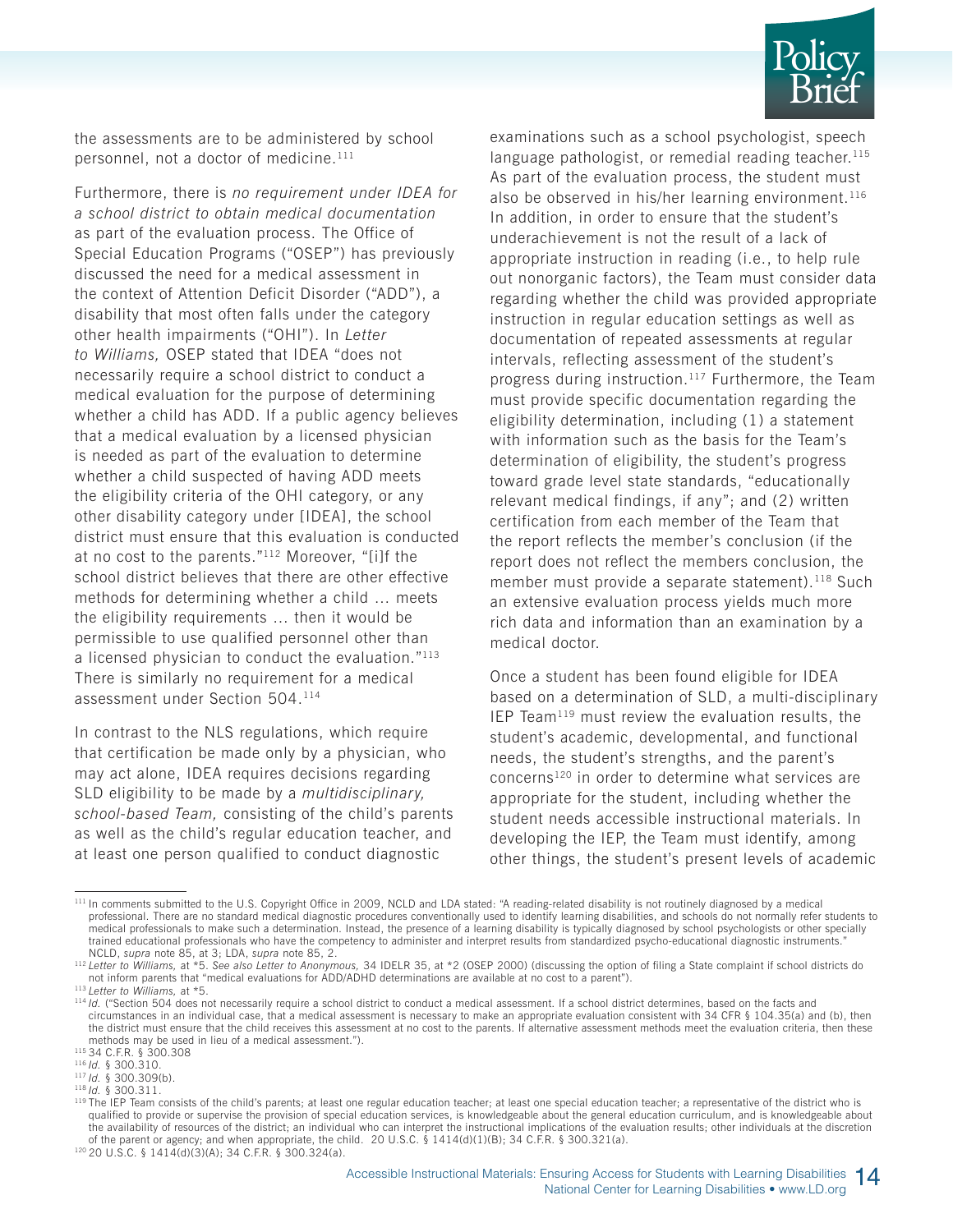the assessments are to be administered by school personnel, not a doctor of medicine.[111]

Furthermore, there is *no requirement under IDEA for a school district to obtain medical documentation* as part of the evaluation process. The Office of Special Education Programs ("OSEP") has previously discussed the need for a medical assessment in the context of Attention Deficit Disorder ("ADD"), a disability that most often falls under the category other health impairments ("OHI"). In *Letter to Williams,* OSEP stated that IDEA "does not necessarily require a school district to conduct a medical evaluation for the purpose of determining whether a child has ADD. If a public agency believes that a medical evaluation by a licensed physician is needed as part of the evaluation to determine whether a child suspected of having ADD meets the eligibility criteria of the OHI category, or any other disability category under [IDEA], the school district must ensure that this evaluation is conducted at no cost to the parents."[112] Moreover, "[i]f the school district believes that there are other effective methods for determining whether a child … meets the eligibility requirements … then it would be permissible to use qualified personnel other than a licensed physician to conduct the evaluation."[113] There is similarly no requirement for a medical assessment under Section 504.[114]

In contrast to the NLS regulations, which require that certification be made only by a physician, who may act alone, IDEA requires decisions regarding SLD eligibility to be made by a *multidisciplinary, school-based Team,* consisting of the child's parents as well as the child's regular education teacher, and at least one person qualified to conduct diagnostic examinations such as a school psychologist, speech language pathologist, or remedial reading teacher.[115] As part of the evaluation process, the student must also be observed in his/her learning environment.[116] In addition, in order to ensure that the student's underachievement is not the result of a lack of appropriate instruction in reading (i.e., to help rule out nonorganic factors), the Team must consider data regarding whether the child was provided appropriate instruction in regular education settings as well as documentation of repeated assessments at regular intervals, reflecting assessment of the student's progress during instruction.[117] Furthermore, the Team must provide specific documentation regarding the eligibility determination, including (1) a statement with information such as the basis for the Team's determination of eligibility, the student's progress toward grade level state standards, "educationally relevant medical findings, if any"; and (2) written certification from each member of the Team that the report reflects the member's conclusion (if the report does not reflect the members conclusion, the member must provide a separate statement).[118] Such an extensive evaluation process yields much more rich data and information than an examination by a medical doctor.

Once a student has been found eligible for IDEA based on a determination of SLD, a multi-disciplinary IEP Team[119] must review the evaluation results, the student's academic, developmental, and functional needs, the student's strengths, and the parent's concerns[120] in order to determine what services are appropriate for the student, including whether the student needs accessible instructional materials. In developing the IEP, the Team must identify, among other things, the student's present levels of academic

---

[111] In comments submitted to the U.S. Copyright Office in 2009, NCLD and LDA stated: "A reading-related disability is not routinely diagnosed by a medical professional. There are no standard medical diagnostic procedures conventionally used to identify learning disabilities, and schools do not normally refer students to medical professionals to make such a determination. Instead, the presence of a learning disability is typically diagnosed by school psychologists or other specially trained educational professionals who have the competency to administer and interpret results from standardized psycho-educational diagnostic instruments." NCLD, *supra* note 85, at 3; LDA, *supra* note 85, 2.

[112] *Letter to Williams,* at *5. *See also Letter to Anonymous,* 34 IDELR 35, at *2 (OSEP 2000) (discussing the option of filing a State complaint if school districts do not inform parents that "medical evaluations for ADD/ADHD determinations are available at no cost to a parent").

[113] *Letter to Williams,* at *5.

[114] *Id.* ("Section 504 does not necessarily require a school district to conduct a medical assessment. If a school district determines, based on the facts and circumstances in an individual case, that a medical assessment is necessary to make an appropriate evaluation consistent with 34 CFR § 104.35(a) and (b), then the district must ensure that the child receives this assessment at no cost to the parents. If alternative assessment methods meet the evaluation criteria, then these methods may be used in lieu of a medical assessment.").

[115] 34 C.F.R. § 300.308

[116] *Id.* § 300.310.

[117] *Id.* § 300.309(b).

[118] *Id.* § 300.311.

[119] The IEP Team consists of the child's parents; at least one regular education teacher; at least one special education teacher; a representative of the district who is qualified to provide or supervise the provision of special education services, is knowledgeable about the general education curriculum, and is knowledgeable about the availability of resources of the district; an individual who can interpret the instructional implications of the evaluation results; other individuals at the discretion of the parent or agency; and when appropriate, the child. 20 U.S.C. § 1414(d)(1)(B); 34 C.F.R. § 300.321(a).

[120] 20 U.S.C. § 1414(d)(3)(A); 34 C.F.R. § 300.324(a).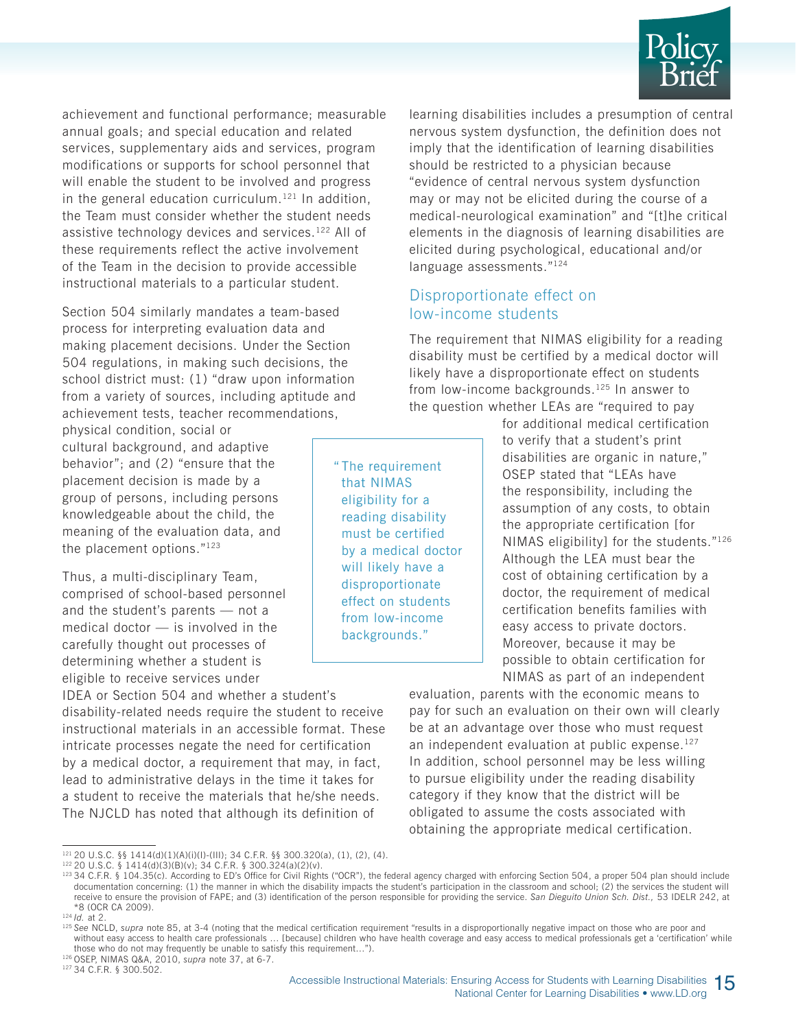achievement and functional performance; measurable annual goals; and special education and related services, supplementary aids and services, program modifications or supports for school personnel that will enable the student to be involved and progress in the general education curriculum.[121] In addition, the Team must consider whether the student needs assistive technology devices and services.[122] All of these requirements reflect the active involvement of the Team in the decision to provide accessible instructional materials to a particular student.

Section 504 similarly mandates a team-based process for interpreting evaluation data and making placement decisions. Under the Section 504 regulations, in making such decisions, the school district must: (1) "draw upon information from a variety of sources, including aptitude and achievement tests, teacher recommendations, physical condition, social or cultural background, and adaptive behavior"; and (2) "ensure that the placement decision is made by a group of persons, including persons knowledgeable about the child, the meaning of the evaluation data, and the placement options."[123]

Thus, a multi-disciplinary Team, comprised of school-based personnel and the student's parents — not a medical doctor — is involved in the carefully thought out processes of determining whether a student is eligible to receive services under IDEA or Section 504 and whether a student's disability-related needs require the student to receive instructional materials in an accessible format. These intricate processes negate the need for certification by a medical doctor, a requirement that may, in fact, lead to administrative delays in the time it takes for a student to receive the materials that he/she needs. The NJCLD has noted that although its definition of learning disabilities includes a presumption of central nervous system dysfunction, the definition does not imply that the identification of learning disabilities should be restricted to a physician because "evidence of central nervous system dysfunction may or may not be elicited during the course of a medical-neurological examination" and "[t]he critical elements in the diagnosis of learning disabilities are elicited during psychological, educational and/or language assessments."[124]

## Disproportionate effect on low-income students

The requirement that NIMAS eligibility for a reading disability must be certified by a medical doctor will likely have a disproportionate effect on students from low-income backgrounds.[125] In answer to the question whether LEAs are "required to pay for additional medical certification to verify that a student's print disabilities are organic in nature," OSEP stated that "LEAs have the responsibility, including the assumption of any costs, to obtain the appropriate certification [for NIMAS eligibility] for the students."[126] Although the LEA must bear the cost of obtaining certification by a doctor, the requirement of medical certification benefits families with easy access to private doctors. Moreover, because it may be possible to obtain certification for NIMAS as part of an independent evaluation, parents with the economic means to pay for such an evaluation on their own will clearly be at an advantage over those who must request an independent evaluation at public expense.[127] In addition, school personnel may be less willing to pursue eligibility under the reading disability category if they know that the district will be obligated to assume the costs associated with obtaining the appropriate medical certification.

> "The requirement that NIMAS eligibility for a reading disability must be certified by a medical doctor will likely have a disproportionate effect on students from low-income backgrounds."

---

[121] 20 U.S.C. §§ 1414(d)(1)(A)(i)(I)-(III); 34 C.F.R. §§ 300.320(a), (1), (2), (4).

[122] 20 U.S.C. § 1414(d)(3)(B)(v); 34 C.F.R. § 300.324(a)(2)(v).

[123] 34 C.F.R. § 104.35(c). According to ED's Office for Civil Rights ("OCR"), the federal agency charged with enforcing Section 504, a proper 504 plan should include documentation concerning: (1) the manner in which the disability impacts the student's participation in the classroom and school; (2) the services the student will receive to ensure the provision of FAPE; and (3) identification of the person responsible for providing the service. *San Dieguito Union Sch. Dist.*, 53 IDELR 242, at *8 (OCR CA 2009).

[124] *Id.* at 2.

[125] *See* NCLD, *supra* note 85, at 3-4 (noting that the medical certification requirement "results in a disproportionally negative impact on those who are poor and without easy access to health care professionals … [because] children who have health coverage and easy access to medical professionals get a 'certification' while those who do not may frequently be unable to satisfy this requirement…").

[126] OSEP, NIMAS Q&A, 2010, *supra* note 37, at 6-7.

[127] 34 C.F.R. § 300.502.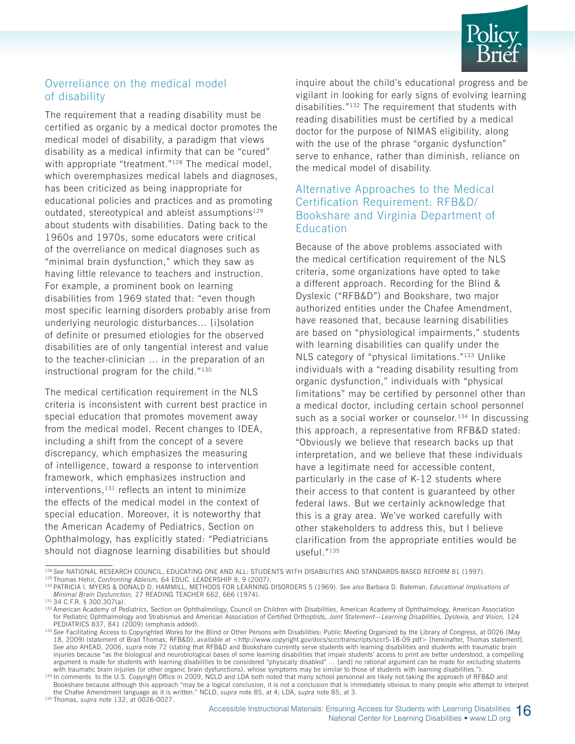## Overreliance on the medical model of disability

The requirement that a reading disability must be certified as organic by a medical doctor promotes the medical model of disability, a paradigm that views disability as a medical infirmity that can be "cured" with appropriate "treatment."[128] The medical model, which overemphasizes medical labels and diagnoses, has been criticized as being inappropriate for educational policies and practices and as promoting outdated, stereotypical and ableist assumptions[129] about students with disabilities. Dating back to the 1960s and 1970s, some educators were critical of the overreliance on medical diagnoses such as "minimal brain dysfunction," which they saw as having little relevance to teachers and instruction. For example, a prominent book on learning disabilities from 1969 stated that: "even though most specific learning disorders probably arise from underlying neurologic disturbances… [i]solation of definite or presumed etiologies for the observed disabilities are of only tangential interest and value to the teacher-clinician … in the preparation of an instructional program for the child."[130]

The medical certification requirement in the NLS criteria is inconsistent with current best practice in special education that promotes movement away from the medical model. Recent changes to IDEA, including a shift from the concept of a severe discrepancy, which emphasizes the measuring of intelligence, toward a response to intervention framework, which emphasizes instruction and interventions,[131] reflects an intent to minimize the effects of the medical model in the context of special education. Moreover, it is noteworthy that the American Academy of Pediatrics, Section on Ophthalmology, has explicitly stated: "Pediatricians should not diagnose learning disabilities but should inquire about the child's educational progress and be vigilant in looking for early signs of evolving learning disabilities."[132] The requirement that students with reading disabilities must be certified by a medical doctor for the purpose of NIMAS eligibility, along with the use of the phrase "organic dysfunction" serve to enhance, rather than diminish, reliance on the medical model of disability.

## Alternative Approaches to the Medical Certification Requirement: RFB&D/ Bookshare and Virginia Department of Education

Because of the above problems associated with the medical certification requirement of the NLS criteria, some organizations have opted to take a different approach. Recording for the Blind & Dyslexic ("RFB&D") and Bookshare, two major authorized entities under the Chafee Amendment, have reasoned that, because learning disabilities are based on "physiological impairments," students with learning disabilities can qualify under the NLS category of "physical limitations."[133] Unlike individuals with a "reading disability resulting from organic dysfunction," individuals with "physical limitations" may be certified by personnel other than a medical doctor, including certain school personnel such as a social worker or counselor.[134] In discussing this approach, a representative from RFB&D stated: "Obviously we believe that research backs up that interpretation, and we believe that these individuals have a legitimate need for accessible content, particularly in the case of K-12 students where their access to that content is guaranteed by other federal laws. But we certainly acknowledge that this is a gray area. We've worked carefully with other stakeholders to address this, but I believe clarification from the appropriate entities would be useful."[135]

---

[128] *See* NATIONAL RESEARCH COUNCIL, EDUCATING ONE AND ALL: STUDENTS WITH DISABILITIES AND STANDARDS-BASED REFORM 81 (1997).

[129] Thomas Hehir, *Confronting Ableism,* 64 EDUC. LEADERSHIP 9, 9 (2007).

[130] PATRICIA I. MYERS & DONALD D. HAMMILL, METHODS FOR LEARNING DISORDERS 5 (1969). *See also* Barbara D. Bateman, *Educational Implications of Minimal Brain Dysfunction,* 27 READING TEACHER 662, 666 (1974).

[131] 34 C.F.R. § 300.307(a).

[132] American Academy of Pediatrics, Section on Ophthalmology, Council on Children with Disabilities, American Academy of Ophthalmology, American Association for Pediatric Ophthalmology and Strabismus and American Association of Certified Orthoptists, *Joint Statement—Learning Disabilities, Dyslexia, and Vision,* 124 PEDIATRICS 837, 841 (2009) (emphasis added).

[133] *See* Facilitating Access to Copyrighted Works for the Blind or Other Persons with Disabilities: Public Meeting Organized by the Library of Congress, at 0026 (May 18, 2009) (statement of Brad Thomas, RFB&D), *available at* <http://www.copyright.gov/docs/sccr/transcripts/sccr5-18-09.pdf> [hereinafter, Thomas statement]. *See also* AHEAD, 2006, *supra* note 72 (stating that RFB&D and Bookshare currently serve students with learning disabilities and students with traumatic brain injuries because "as the biological and neurobiological bases of some learning disabilities that impair students' access to print are better understood, a compelling argument is made for students with learning disabilities to be considered "physically disabled" … [and] no rational argument can be made for excluding students with traumatic brain injuries (or other organic brain dysfunctions), whose symptoms may be similar to those of students with learning disabilities.").

[134] In comments to the U.S. Copyright Office in 2009, NCLD and LDA both noted that many school personnel are likely not taking the approach of RFB&D and Bookshare because although this approach "may be a logical conclusion, it is not a conclusion that is immediately obvious to many people who attempt to interpret the Chafee Amendment language as it is written." NCLD, *supra* note 85, at 4; LDA, *supra* note 85, at 3.

[135] Thomas, *supra* note 132, at 0026-0027.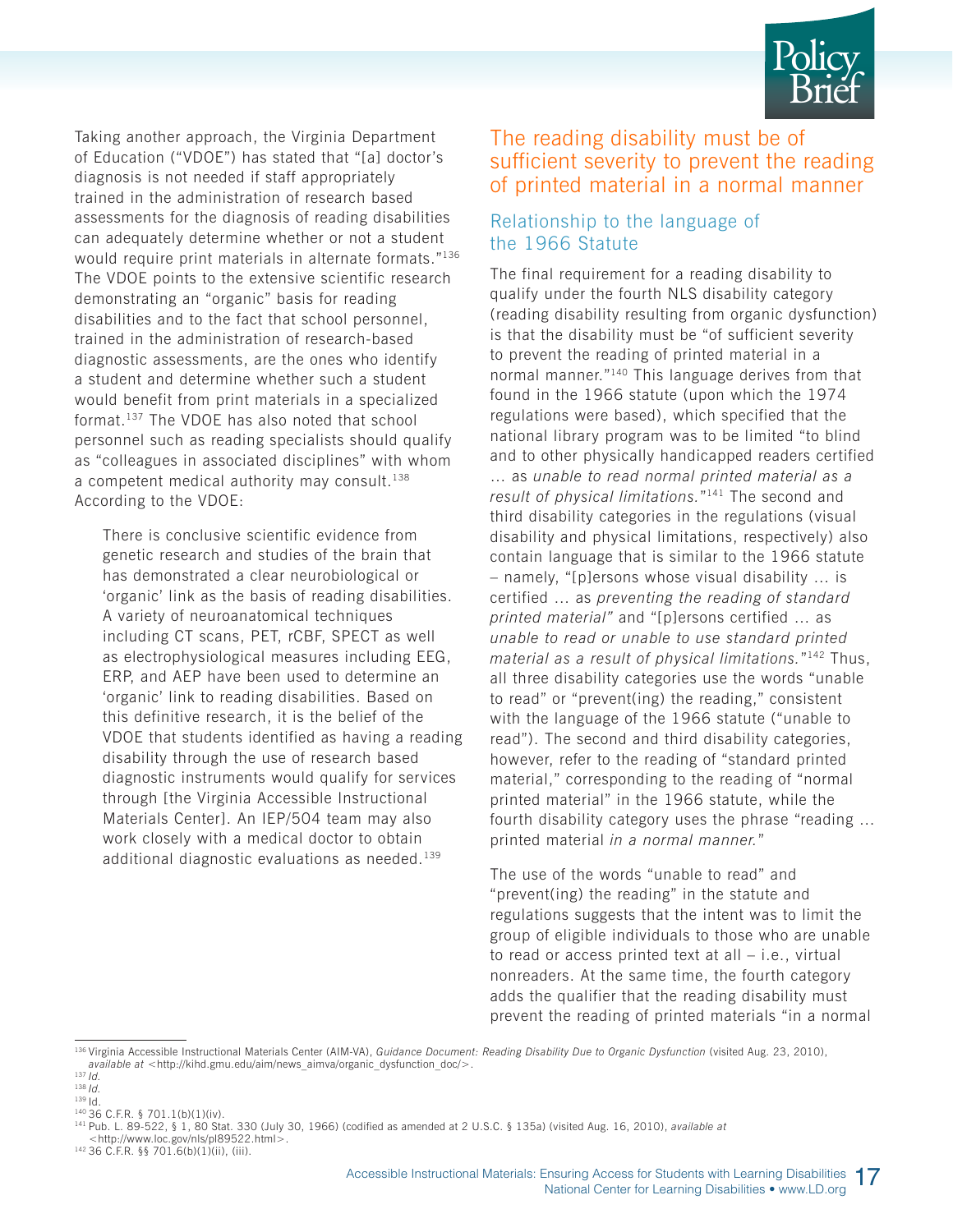Taking another approach, the Virginia Department of Education ("VDOE") has stated that "[a] doctor's diagnosis is not needed if staff appropriately trained in the administration of research based assessments for the diagnosis of reading disabilities can adequately determine whether or not a student would require print materials in alternate formats."[136] The VDOE points to the extensive scientific research demonstrating an "organic" basis for reading disabilities and to the fact that school personnel, trained in the administration of research-based diagnostic assessments, are the ones who identify a student and determine whether such a student would benefit from print materials in a specialized format.[137] The VDOE has also noted that school personnel such as reading specialists should qualify as "colleagues in associated disciplines" with whom a competent medical authority may consult.[138] According to the VDOE:

> There is conclusive scientific evidence from genetic research and studies of the brain that has demonstrated a clear neurobiological or 'organic' link as the basis of reading disabilities. A variety of neuroanatomical techniques including CT scans, PET, rCBF, SPECT as well as electrophysiological measures including EEG, ERP, and AEP have been used to determine an 'organic' link to reading disabilities. Based on this definitive research, it is the belief of the VDOE that students identified as having a reading disability through the use of research based diagnostic instruments would qualify for services through [the Virginia Accessible Instructional Materials Center]. An IEP/504 team may also work closely with a medical doctor to obtain additional diagnostic evaluations as needed.[139]

## The reading disability must be of sufficient severity to prevent the reading of printed material in a normal manner

### Relationship to the language of the 1966 Statute

The final requirement for a reading disability to qualify under the fourth NLS disability category (reading disability resulting from organic dysfunction) is that the disability must be "of sufficient severity to prevent the reading of printed material in a normal manner."[140] This language derives from that found in the 1966 statute (upon which the 1974 regulations were based), which specified that the national library program was to be limited "to blind and to other physically handicapped readers certified … as *unable to read normal printed material as a result of physical limitations.*"[141] The second and third disability categories in the regulations (visual disability and physical limitations, respectively) also contain language that is similar to the 1966 statute – namely, "[p]ersons whose visual disability … is certified … as *preventing the reading of standard printed material*" and "[p]ersons certified … as *unable to read or unable to use standard printed material as a result of physical limitations.*"[142] Thus, all three disability categories use the words "unable to read" or "prevent(ing) the reading," consistent with the language of the 1966 statute ("unable to read"). The second and third disability categories, however, refer to the reading of "standard printed material," corresponding to the reading of "normal printed material" in the 1966 statute, while the fourth disability category uses the phrase "reading … printed material *in a normal manner.*"

The use of the words "unable to read" and "prevent(ing) the reading" in the statute and regulations suggests that the intent was to limit the group of eligible individuals to those who are unable to read or access printed text at all – i.e., virtual nonreaders. At the same time, the fourth category adds the qualifier that the reading disability must prevent the reading of printed materials "in a normal

---

[136] Virginia Accessible Instructional Materials Center (AIM-VA), *Guidance Document: Reading Disability Due to Organic Dysfunction* (visited Aug. 23, 2010), *available at* <http://kihd.gmu.edu/aim/news_aimva/organic_dysfunction_doc/>.

[137] *Id.*

[138] *Id.*

[139] Id.

[140] 36 C.F.R. § 701.1(b)(1)(iv).

[141] Pub. L. 89-522, § 1, 80 Stat. 330 (July 30, 1966) (codified as amended at 2 U.S.C. § 135a) (visited Aug. 16, 2010), *available at* <http://www.loc.gov/nls/pl89522.html>.

[142] 36 C.F.R. §§ 701.6(b)(1)(ii), (iii).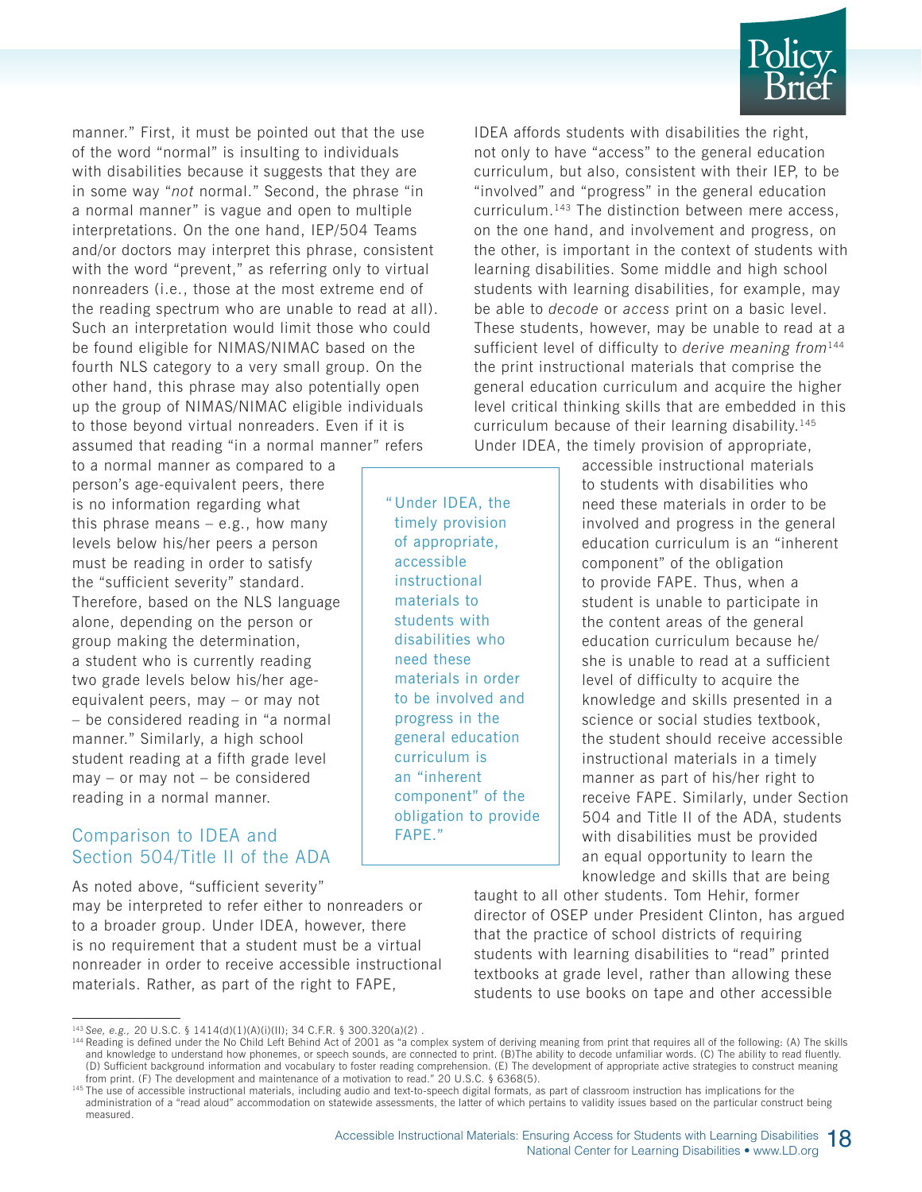manner." First, it must be pointed out that the use of the word "normal" is insulting to individuals with disabilities because it suggests that they are in some way "*not* normal." Second, the phrase "in a normal manner" is vague and open to multiple interpretations. On the one hand, IEP/504 Teams and/or doctors may interpret this phrase, consistent with the word "prevent," as referring only to virtual nonreaders (i.e., those at the most extreme end of the reading spectrum who are unable to read at all). Such an interpretation would limit those who could be found eligible for NIMAS/NIMAC based on the fourth NLS category to a very small group. On the other hand, this phrase may also potentially open up the group of NIMAS/NIMAC eligible individuals to those beyond virtual nonreaders. Even if it is assumed that reading "in a normal manner" refers to a normal manner as compared to a person's age-equivalent peers, there is no information regarding what this phrase means – e.g., how many levels below his/her peers a person must be reading in order to satisfy the "sufficient severity" standard. Therefore, based on the NLS language alone, depending on the person or group making the determination, a student who is currently reading two grade levels below his/her age-equivalent peers, may – or may not – be considered reading in "a normal manner." Similarly, a high school student reading at a fifth grade level may – or may not – be considered reading in a normal manner.

## Comparison to IDEA and Section 504/Title II of the ADA

As noted above, "sufficient severity" may be interpreted to refer either to nonreaders or to a broader group. Under IDEA, however, there is no requirement that a student must be a virtual nonreader in order to receive accessible instructional materials. Rather, as part of the right to FAPE, IDEA affords students with disabilities the right, not only to have "access" to the general education curriculum, but also, consistent with their IEP, to be "involved" and "progress" in the general education curriculum.[143] The distinction between mere access, on the one hand, and involvement and progress, on the other, is important in the context of students with learning disabilities. Some middle and high school students with learning disabilities, for example, may be able to *decode* or *access* print on a basic level. These students, however, may be unable to read at a sufficient level of difficulty to *derive meaning from*[144] the print instructional materials that comprise the general education curriculum and acquire the higher level critical thinking skills that are embedded in this curriculum because of their learning disability.[145] Under IDEA, the timely provision of appropriate, accessible instructional materials to students with disabilities who need these materials in order to be involved and progress in the general education curriculum is an "inherent component" of the obligation to provide FAPE. Thus, when a student is unable to participate in the content areas of the general education curriculum because he/she is unable to read at a sufficient level of difficulty to acquire the knowledge and skills presented in a science or social studies textbook, the student should receive accessible instructional materials in a timely manner as part of his/her right to receive FAPE. Similarly, under Section 504 and Title II of the ADA, students with disabilities must be provided an equal opportunity to learn the knowledge and skills that are being taught to all other students. Tom Hehir, former director of OSEP under President Clinton, has argued that the practice of school districts of requiring students with learning disabilities to "read" printed textbooks at grade level, rather than allowing these students to use books on tape and other accessible

> "Under IDEA, the timely provision of appropriate, accessible instructional materials to students with disabilities who need these materials in order to be involved and progress in the general education curriculum is an "inherent component" of the obligation to provide FAPE."

---

[143] *See, e.g.,* 20 U.S.C. § 1414(d)(1)(A)(i)(II); 34 C.F.R. § 300.320(a)(2) .

[144] Reading is defined under the No Child Left Behind Act of 2001 as "a complex system of deriving meaning from print that requires all of the following: (A) The skills and knowledge to understand how phonemes, or speech sounds, are connected to print. (B)The ability to decode unfamiliar words. (C) The ability to read fluently. (D) Sufficient background information and vocabulary to foster reading comprehension. (E) The development of appropriate active strategies to construct meaning from print. (F) The development and maintenance of a motivation to read." 20 U.S.C. § 6368(5).

[145] The use of accessible instructional materials, including audio and text-to-speech digital formats, as part of classroom instruction has implications for the administration of a "read aloud" accommodation on statewide assessments, the latter of which pertains to validity issues based on the particular construct being measured.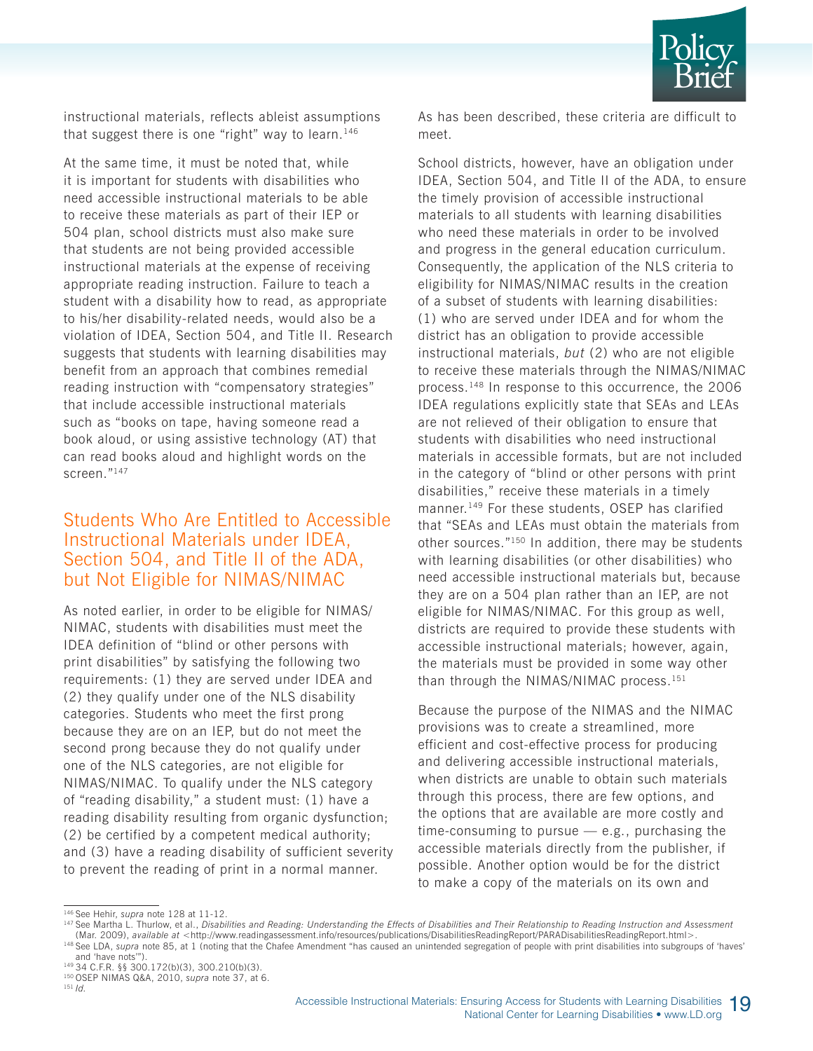instructional materials, reflects ableist assumptions that suggest there is one "right" way to learn.[146]

At the same time, it must be noted that, while it is important for students with disabilities who need accessible instructional materials to be able to receive these materials as part of their IEP or 504 plan, school districts must also make sure that students are not being provided accessible instructional materials at the expense of receiving appropriate reading instruction. Failure to teach a student with a disability how to read, as appropriate to his/her disability-related needs, would also be a violation of IDEA, Section 504, and Title II. Research suggests that students with learning disabilities may benefit from an approach that combines remedial reading instruction with "compensatory strategies" that include accessible instructional materials such as "books on tape, having someone read a book aloud, or using assistive technology (AT) that can read books aloud and highlight words on the screen."[147]

## Students Who Are Entitled to Accessible Instructional Materials under IDEA, Section 504, and Title II of the ADA, but Not Eligible for NIMAS/NIMAC

As noted earlier, in order to be eligible for NIMAS/NIMAC, students with disabilities must meet the IDEA definition of "blind or other persons with print disabilities" by satisfying the following two requirements: (1) they are served under IDEA and (2) they qualify under one of the NLS disability categories. Students who meet the first prong because they are on an IEP, but do not meet the second prong because they do not qualify under one of the NLS categories, are not eligible for NIMAS/NIMAC. To qualify under the NLS category of "reading disability," a student must: (1) have a reading disability resulting from organic dysfunction; (2) be certified by a competent medical authority; and (3) have a reading disability of sufficient severity to prevent the reading of print in a normal manner. As has been described, these criteria are difficult to meet.

School districts, however, have an obligation under IDEA, Section 504, and Title II of the ADA, to ensure the timely provision of accessible instructional materials to all students with learning disabilities who need these materials in order to be involved and progress in the general education curriculum. Consequently, the application of the NLS criteria to eligibility for NIMAS/NIMAC results in the creation of a subset of students with learning disabilities: (1) who are served under IDEA and for whom the district has an obligation to provide accessible instructional materials, *but* (2) who are not eligible to receive these materials through the NIMAS/NIMAC process.[148] In response to this occurrence, the 2006 IDEA regulations explicitly state that SEAs and LEAs are not relieved of their obligation to ensure that students with disabilities who need instructional materials in accessible formats, but are not included in the category of "blind or other persons with print disabilities," receive these materials in a timely manner.[149] For these students, OSEP has clarified that "SEAs and LEAs must obtain the materials from other sources."[150] In addition, there may be students with learning disabilities (or other disabilities) who need accessible instructional materials but, because they are on a 504 plan rather than an IEP, are not eligible for NIMAS/NIMAC. For this group as well, districts are required to provide these students with accessible instructional materials; however, again, the materials must be provided in some way other than through the NIMAS/NIMAC process.[151]

Because the purpose of the NIMAS and the NIMAC provisions was to create a streamlined, more efficient and cost-effective process for producing and delivering accessible instructional materials, when districts are unable to obtain such materials through this process, there are few options, and the options that are available are more costly and time-consuming to pursue — e.g., purchasing the accessible materials directly from the publisher, if possible. Another option would be for the district to make a copy of the materials on its own and

---

[146] See Hehir, *supra* note 128 at 11-12.

[147] See Martha L. Thurlow, et al., *Disabilities and Reading: Understanding the Effects of Disabilities and Their Relationship to Reading Instruction and Assessment* (Mar. 2009), *available at* <http://www.readingassessment.info/resources/publications/DisabilitiesReadingReport/PARADisabilitiesReadingReport.html>.

[148] See LDA, *supra* note 85, at 1 (noting that the Chafee Amendment "has caused an unintended segregation of people with print disabilities into subgroups of 'haves' and 'have nots'").

[149] 34 C.F.R. §§ 300.172(b)(3), 300.210(b)(3).

[150] OSEP NIMAS Q&A, 2010, *supra* note 37, at 6.

[151] *Id.*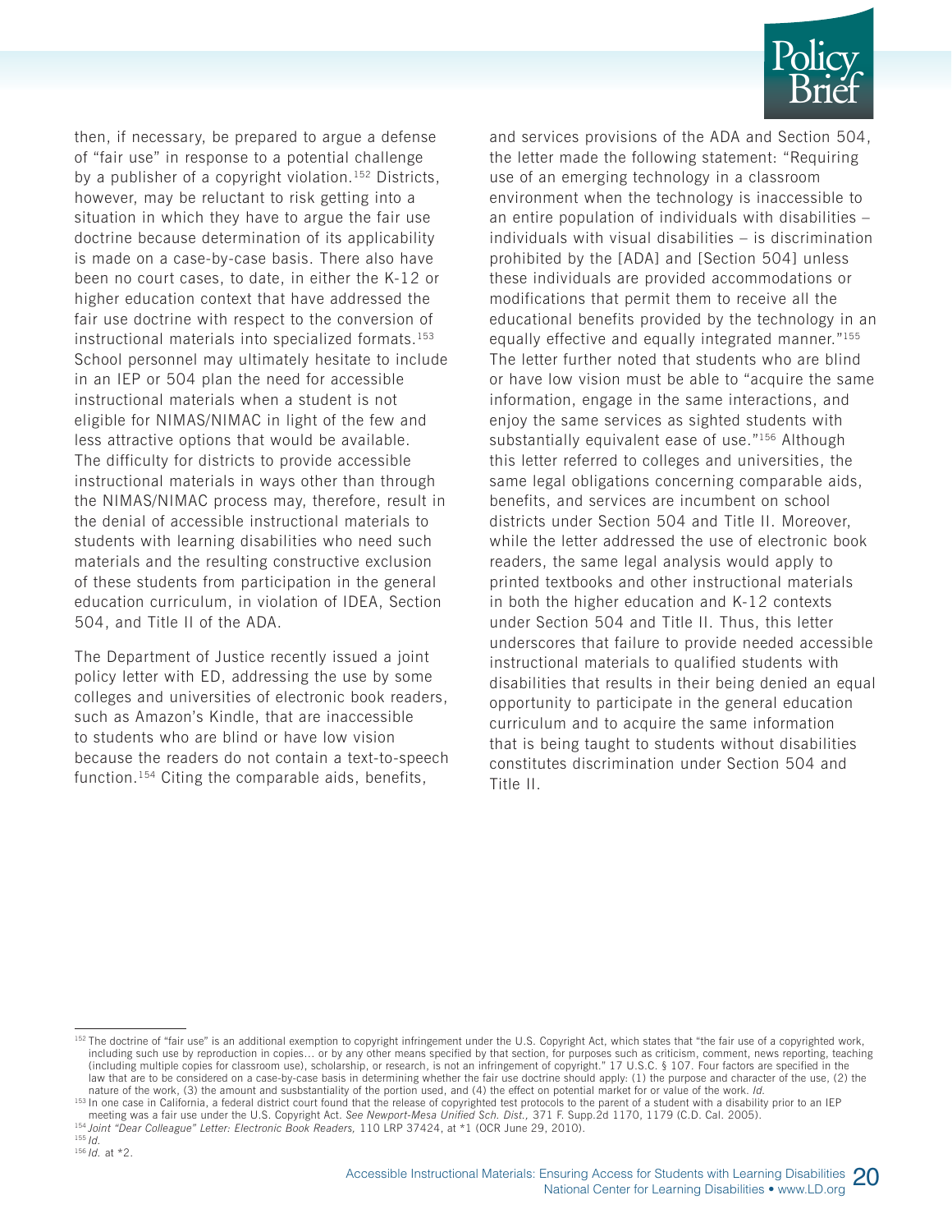then, if necessary, be prepared to argue a defense of "fair use" in response to a potential challenge by a publisher of a copyright violation.[152] Districts, however, may be reluctant to risk getting into a situation in which they have to argue the fair use doctrine because determination of its applicability is made on a case-by-case basis. There also have been no court cases, to date, in either the K-12 or higher education context that have addressed the fair use doctrine with respect to the conversion of instructional materials into specialized formats.[153] School personnel may ultimately hesitate to include in an IEP or 504 plan the need for accessible instructional materials when a student is not eligible for NIMAS/NIMAC in light of the few and less attractive options that would be available. The difficulty for districts to provide accessible instructional materials in ways other than through the NIMAS/NIMAC process may, therefore, result in the denial of accessible instructional materials to students with learning disabilities who need such materials and the resulting constructive exclusion of these students from participation in the general education curriculum, in violation of IDEA, Section 504, and Title II of the ADA.

The Department of Justice recently issued a joint policy letter with ED, addressing the use by some colleges and universities of electronic book readers, such as Amazon's Kindle, that are inaccessible to students who are blind or have low vision because the readers do not contain a text-to-speech function.[154] Citing the comparable aids, benefits, and services provisions of the ADA and Section 504, the letter made the following statement: "Requiring use of an emerging technology in a classroom environment when the technology is inaccessible to an entire population of individuals with disabilities – individuals with visual disabilities – is discrimination prohibited by the [ADA] and [Section 504] unless these individuals are provided accommodations or modifications that permit them to receive all the educational benefits provided by the technology in an equally effective and equally integrated manner."[155] The letter further noted that students who are blind or have low vision must be able to "acquire the same information, engage in the same interactions, and enjoy the same services as sighted students with substantially equivalent ease of use."[156] Although this letter referred to colleges and universities, the same legal obligations concerning comparable aids, benefits, and services are incumbent on school districts under Section 504 and Title II. Moreover, while the letter addressed the use of electronic book readers, the same legal analysis would apply to printed textbooks and other instructional materials in both the higher education and K-12 contexts under Section 504 and Title II. Thus, this letter underscores that failure to provide needed accessible instructional materials to qualified students with disabilities that results in their being denied an equal opportunity to participate in the general education curriculum and to acquire the same information that is being taught to students without disabilities constitutes discrimination under Section 504 and Title II.

---

[152] The doctrine of "fair use" is an additional exemption to copyright infringement under the U.S. Copyright Act, which states that "the fair use of a copyrighted work, including such use by reproduction in copies… or by any other means specified by that section, for purposes such as criticism, comment, news reporting, teaching (including multiple copies for classroom use), scholarship, or research, is not an infringement of copyright." 17 U.S.C. § 107. Four factors are specified in the law that are to be considered on a case-by-case basis in determining whether the fair use doctrine should apply: (1) the purpose and character of the use, (2) the nature of the work, (3) the amount and susbstantiality of the portion used, and (4) the effect on potential market for or value of the work. *Id.*

[153] In one case in California, a federal district court found that the release of copyrighted test protocols to the parent of a student with a disability prior to an IEP meeting was a fair use under the U.S. Copyright Act. *See Newport-Mesa Unified Sch. Dist.,* 371 F. Supp.2d 1170, 1179 (C.D. Cal. 2005).

[154] *Joint "Dear Colleague" Letter: Electronic Book Readers,* 110 LRP 37424, at *1 (OCR June 29, 2010).

[155] *Id.*

[156] *Id.* at *2.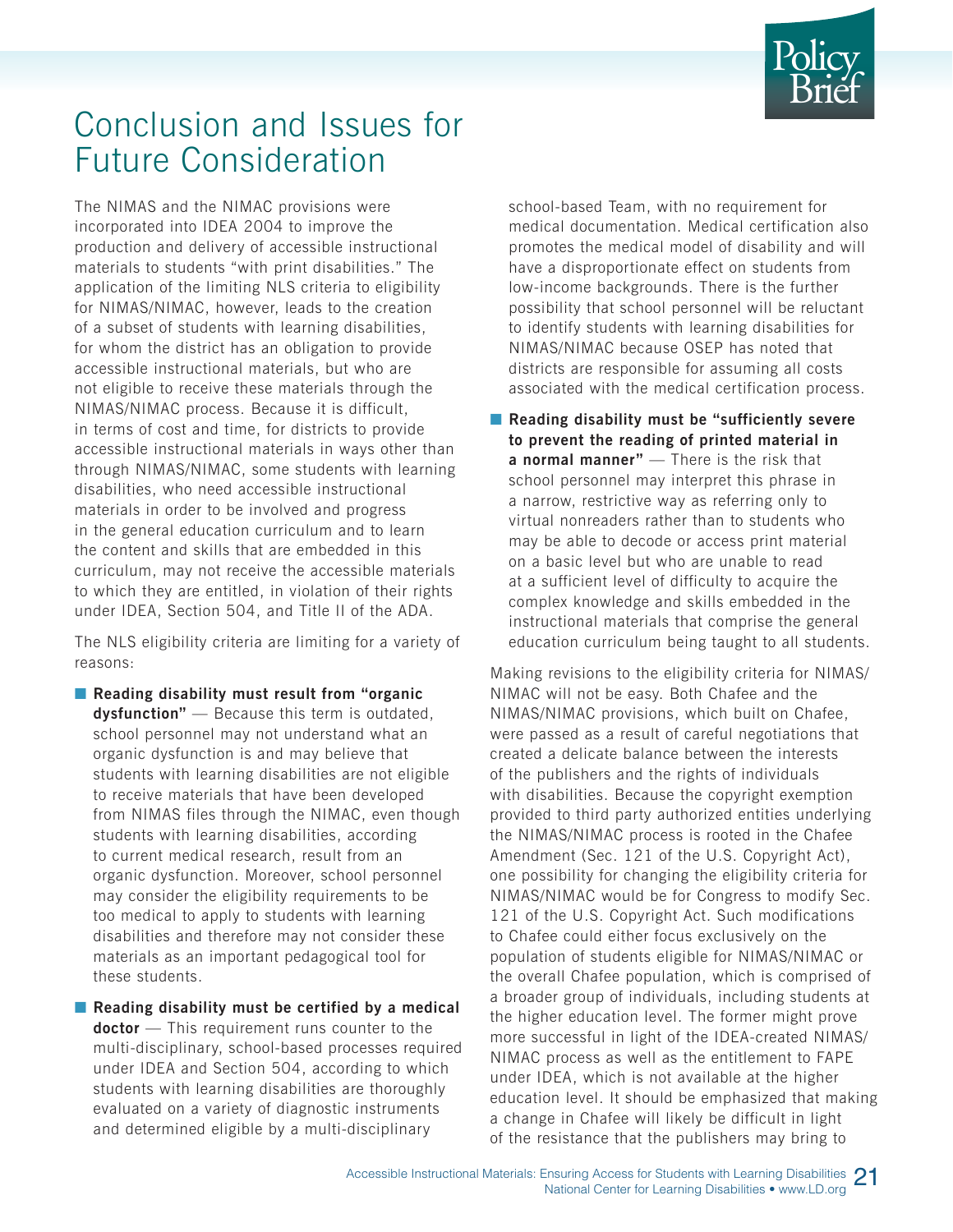# Conclusion and Issues for Future Consideration

The NIMAS and the NIMAC provisions were incorporated into IDEA 2004 to improve the production and delivery of accessible instructional materials to students "with print disabilities." The application of the limiting NLS criteria to eligibility for NIMAS/NIMAC, however, leads to the creation of a subset of students with learning disabilities, for whom the district has an obligation to provide accessible instructional materials, but who are not eligible to receive these materials through the NIMAS/NIMAC process. Because it is difficult, in terms of cost and time, for districts to provide accessible instructional materials in ways other than through NIMAS/NIMAC, some students with learning disabilities, who need accessible instructional materials in order to be involved and progress in the general education curriculum and to learn the content and skills that are embedded in this curriculum, may not receive the accessible materials to which they are entitled, in violation of their rights under IDEA, Section 504, and Title II of the ADA.

The NLS eligibility criteria are limiting for a variety of reasons:

- **Reading disability must result from "organic dysfunction"** — Because this term is outdated, school personnel may not understand what an organic dysfunction is and may believe that students with learning disabilities are not eligible to receive materials that have been developed from NIMAS files through the NIMAC, even though students with learning disabilities, according to current medical research, result from an organic dysfunction. Moreover, school personnel may consider the eligibility requirements to be too medical to apply to students with learning disabilities and therefore may not consider these materials as an important pedagogical tool for these students.
- **Reading disability must be certified by a medical doctor** — This requirement runs counter to the multi-disciplinary, school-based processes required under IDEA and Section 504, according to which students with learning disabilities are thoroughly evaluated on a variety of diagnostic instruments and determined eligible by a multi-disciplinary school-based Team, with no requirement for medical documentation. Medical certification also promotes the medical model of disability and will have a disproportionate effect on students from low-income backgrounds. There is the further possibility that school personnel will be reluctant to identify students with learning disabilities for NIMAS/NIMAC because OSEP has noted that districts are responsible for assuming all costs associated with the medical certification process.
- **Reading disability must be "sufficiently severe to prevent the reading of printed material in a normal manner"** — There is the risk that school personnel may interpret this phrase in a narrow, restrictive way as referring only to virtual nonreaders rather than to students who may be able to decode or access print material on a basic level but who are unable to read at a sufficient level of difficulty to acquire the complex knowledge and skills embedded in the instructional materials that comprise the general education curriculum being taught to all students.

Making revisions to the eligibility criteria for NIMAS/NIMAC will not be easy. Both Chafee and the NIMAS/NIMAC provisions, which built on Chafee, were passed as a result of careful negotiations that created a delicate balance between the interests of the publishers and the rights of individuals with disabilities. Because the copyright exemption provided to third party authorized entities underlying the NIMAS/NIMAC process is rooted in the Chafee Amendment (Sec. 121 of the U.S. Copyright Act), one possibility for changing the eligibility criteria for NIMAS/NIMAC would be for Congress to modify Sec. 121 of the U.S. Copyright Act. Such modifications to Chafee could either focus exclusively on the population of students eligible for NIMAS/NIMAC or the overall Chafee population, which is comprised of a broader group of individuals, including students at the higher education level. The former might prove more successful in light of the IDEA-created NIMAS/NIMAC process as well as the entitlement to FAPE under IDEA, which is not available at the higher education level. It should be emphasized that making a change in Chafee will likely be difficult in light of the resistance that the publishers may bring to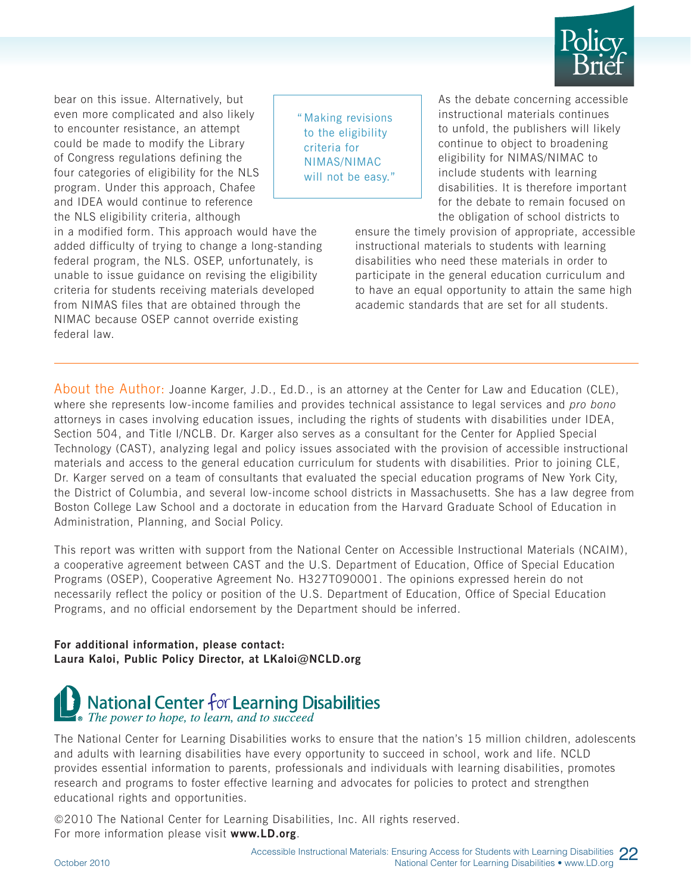bear on this issue. Alternatively, but even more complicated and also likely to encounter resistance, an attempt could be made to modify the Library of Congress regulations defining the four categories of eligibility for the NLS program. Under this approach, Chafee and IDEA would continue to reference the NLS eligibility criteria, although in a modified form. This approach would have the added difficulty of trying to change a long-standing federal program, the NLS. OSEP, unfortunately, is unable to issue guidance on revising the eligibility criteria for students receiving materials developed from NIMAS files that are obtained through the NIMAC because OSEP cannot override existing federal law.

> "Making revisions to the eligibility criteria for NIMAS/NIMAC will not be easy."

As the debate concerning accessible instructional materials continues to unfold, the publishers will likely continue to object to broadening eligibility for NIMAS/NIMAC to include students with learning disabilities. It is therefore important for the debate to remain focused on the obligation of school districts to ensure the timely provision of appropriate, accessible instructional materials to students with learning disabilities who need these materials in order to participate in the general education curriculum and to have an equal opportunity to attain the same high academic standards that are set for all students.

---

About the Author: Joanne Karger, J.D., Ed.D., is an attorney at the Center for Law and Education (CLE), where she represents low-income families and provides technical assistance to legal services and *pro bono* attorneys in cases involving education issues, including the rights of students with disabilities under IDEA, Section 504, and Title I/NCLB. Dr. Karger also serves as a consultant for the Center for Applied Special Technology (CAST), analyzing legal and policy issues associated with the provision of accessible instructional materials and access to the general education curriculum for students with disabilities. Prior to joining CLE, Dr. Karger served on a team of consultants that evaluated the special education programs of New York City, the District of Columbia, and several low-income school districts in Massachusetts. She has a law degree from Boston College Law School and a doctorate in education from the Harvard Graduate School of Education in Administration, Planning, and Social Policy.

This report was written with support from the National Center on Accessible Instructional Materials (NCAIM), a cooperative agreement between CAST and the U.S. Department of Education, Office of Special Education Programs (OSEP), Cooperative Agreement No. H327T090001. The opinions expressed herein do not necessarily reflect the policy or position of the U.S. Department of Education, Office of Special Education Programs, and no official endorsement by the Department should be inferred.

**For additional information, please contact:**
**Laura Kaloi, Public Policy Director, at LKaloi@NCLD.org**

National Center for Learning Disabilities
*The power to hope, to learn, and to succeed*

The National Center for Learning Disabilities works to ensure that the nation's 15 million children, adolescents and adults with learning disabilities have every opportunity to succeed in school, work and life. NCLD provides essential information to parents, professionals and individuals with learning disabilities, promotes research and programs to foster effective learning and advocates for policies to protect and strengthen educational rights and opportunities.

©2010 The National Center for Learning Disabilities, Inc. All rights reserved.
For more information please visit **www.LD.org**.